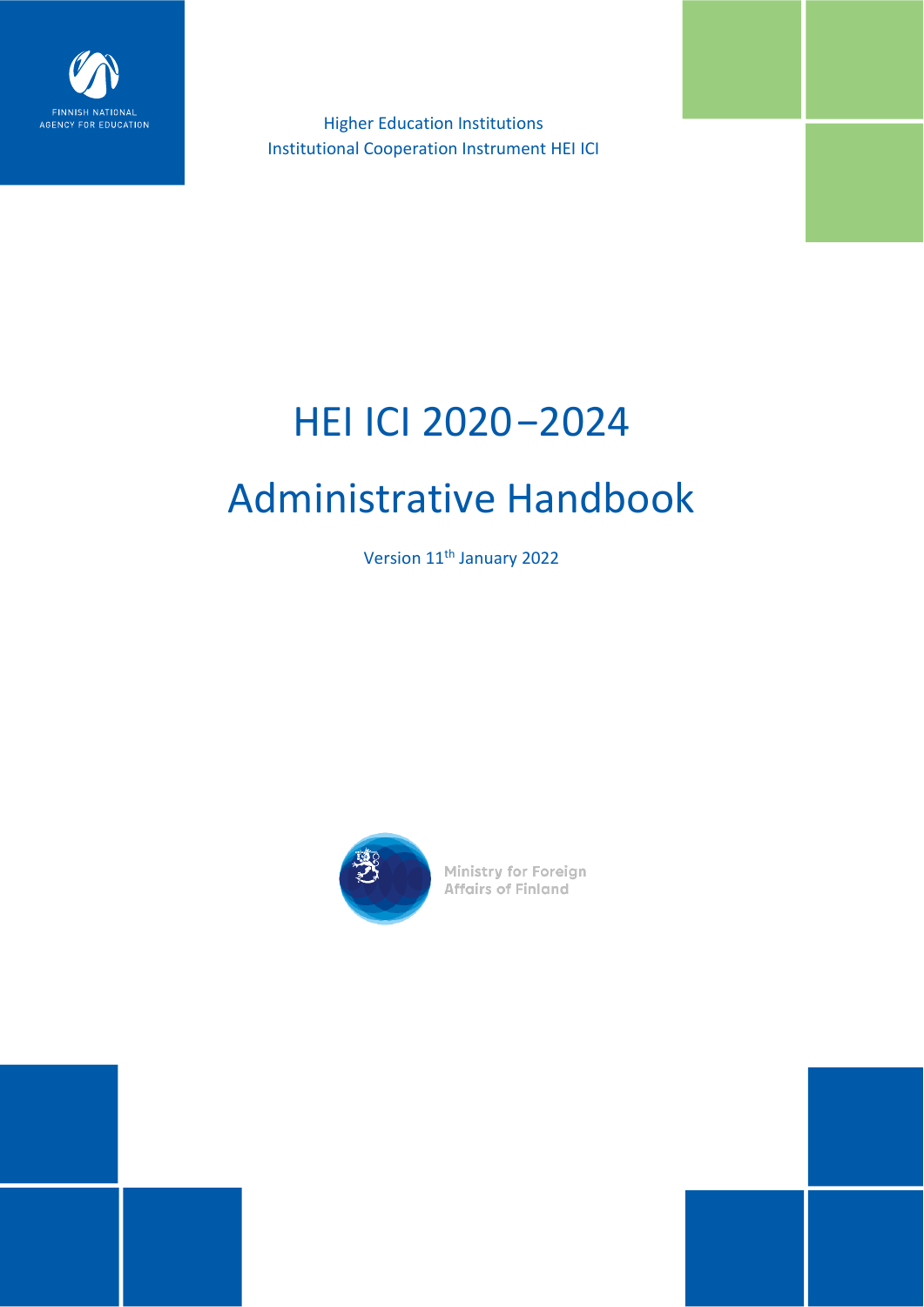FINNISH NATIONAL AGENCY FOR EDUCATION

Higher Education Institutions
Institutional Cooperation Instrument HEI ICI

# HEI ICI 2020−2024

# Administrative Handbook

Version 11th January 2022

Ministry for Foreign Affairs of Finland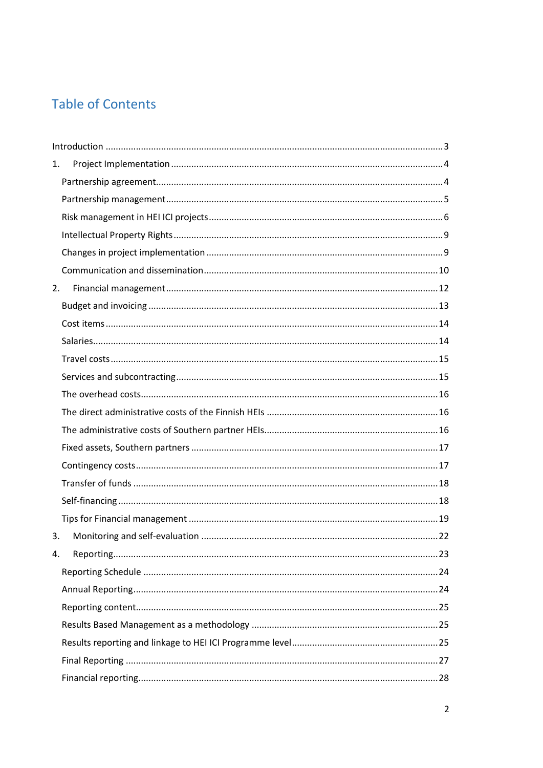# Table of Contents

Introduction ........ 3

1. Project Implementation ........ 4
   - Partnership agreement ........ 4
   - Partnership management ........ 5
   - Risk management in HEI ICI projects ........ 6
   - Intellectual Property Rights ........ 9
   - Changes in project implementation ........ 9
   - Communication and dissemination ........ 10
2. Financial management ........ 12
   - Budget and invoicing ........ 13
   - Cost items ........ 14
   - Salaries ........ 14
   - Travel costs ........ 15
   - Services and subcontracting ........ 15
   - The overhead costs ........ 16
   - The direct administrative costs of the Finnish HEIs ........ 16
   - The administrative costs of Southern partner HEIs ........ 16
   - Fixed assets, Southern partners ........ 17
   - Contingency costs ........ 17
   - Transfer of funds ........ 18
   - Self-financing ........ 18
   - Tips for Financial management ........ 19
3. Monitoring and self-evaluation ........ 22
4. Reporting ........ 23
   - Reporting Schedule ........ 24
   - Annual Reporting ........ 24
   - Reporting content ........ 25
   - Results Based Management as a methodology ........ 25
   - Results reporting and linkage to HEI ICI Programme level ........ 25
   - Final Reporting ........ 27
   - Financial reporting ........ 28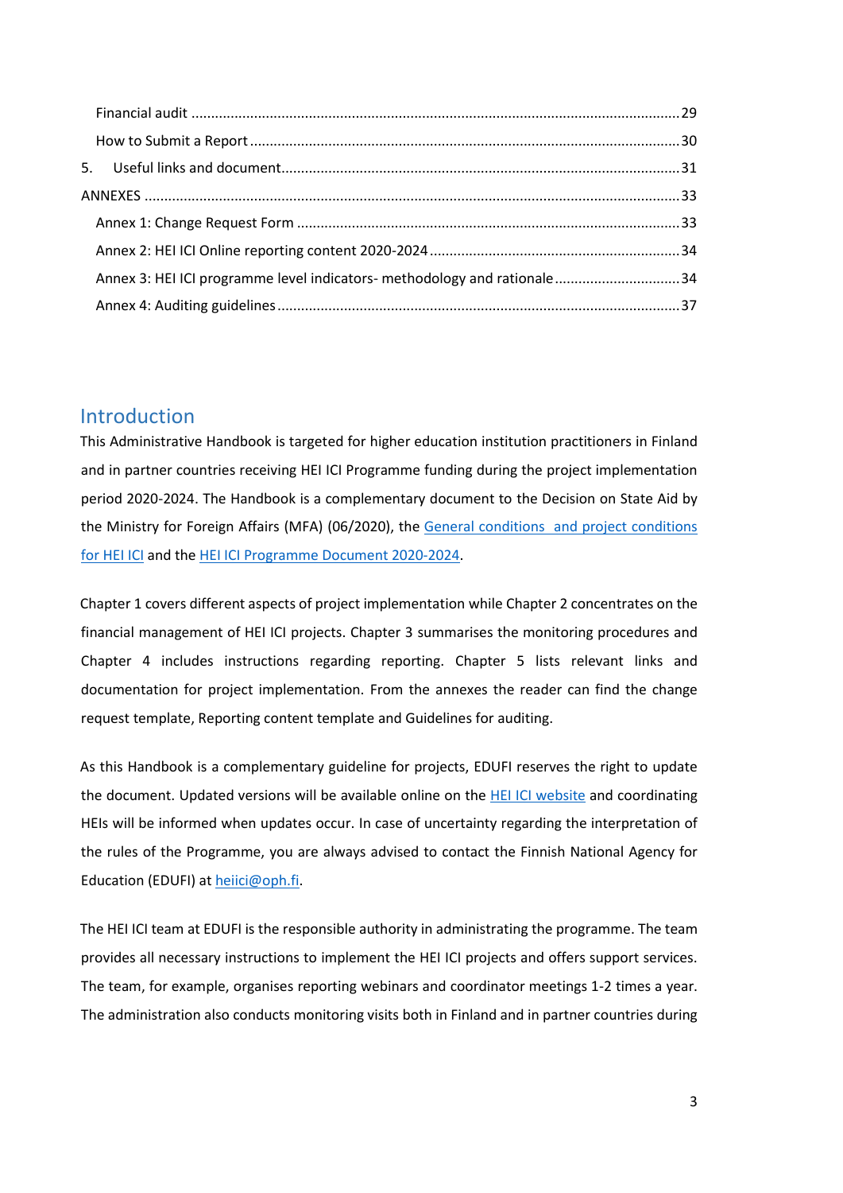Financial audit ........................................................................................................................29

How to Submit a Report ...........................................................................................................30

5. Useful links and document.....................................................................................................31

ANNEXES ........................................................................................................................................33

Annex 1: Change Request Form ..................................................................................................33

Annex 2: HEI ICI Online reporting content 2020-2024 ...............................................................34

Annex 3: HEI ICI programme level indicators- methodology and rationale ................................34

Annex 4: Auditing guidelines .......................................................................................................37

# Introduction

This Administrative Handbook is targeted for higher education institution practitioners in Finland and in partner countries receiving HEI ICI Programme funding during the project implementation period 2020-2024. The Handbook is a complementary document to the Decision on State Aid by the Ministry for Foreign Affairs (MFA) (06/2020), the General conditions and project conditions for HEI ICI and the HEI ICI Programme Document 2020-2024.

Chapter 1 covers different aspects of project implementation while Chapter 2 concentrates on the financial management of HEI ICI projects. Chapter 3 summarises the monitoring procedures and Chapter 4 includes instructions regarding reporting. Chapter 5 lists relevant links and documentation for project implementation. From the annexes the reader can find the change request template, Reporting content template and Guidelines for auditing.

As this Handbook is a complementary guideline for projects, EDUFI reserves the right to update the document. Updated versions will be available online on the HEI ICI website and coordinating HEIs will be informed when updates occur. In case of uncertainty regarding the interpretation of the rules of the Programme, you are always advised to contact the Finnish National Agency for Education (EDUFI) at heiici@oph.fi.

The HEI ICI team at EDUFI is the responsible authority in administrating the programme. The team provides all necessary instructions to implement the HEI ICI projects and offers support services. The team, for example, organises reporting webinars and coordinator meetings 1-2 times a year. The administration also conducts monitoring visits both in Finland and in partner countries during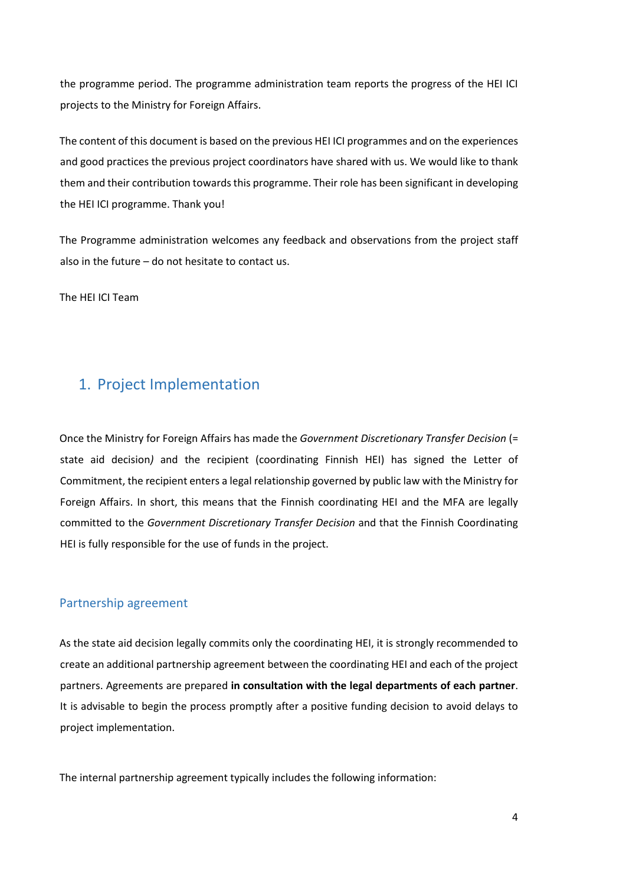the programme period. The programme administration team reports the progress of the HEI ICI projects to the Ministry for Foreign Affairs.

The content of this document is based on the previous HEI ICI programmes and on the experiences and good practices the previous project coordinators have shared with us. We would like to thank them and their contribution towards this programme. Their role has been significant in developing the HEI ICI programme. Thank you!

The Programme administration welcomes any feedback and observations from the project staff also in the future – do not hesitate to contact us.

The HEI ICI Team

# 1. Project Implementation

Once the Ministry for Foreign Affairs has made the *Government Discretionary Transfer Decision* (= state aid decision*)* and the recipient (coordinating Finnish HEI) has signed the Letter of Commitment, the recipient enters a legal relationship governed by public law with the Ministry for Foreign Affairs. In short, this means that the Finnish coordinating HEI and the MFA are legally committed to the *Government Discretionary Transfer Decision* and that the Finnish Coordinating HEI is fully responsible for the use of funds in the project.

## Partnership agreement

As the state aid decision legally commits only the coordinating HEI, it is strongly recommended to create an additional partnership agreement between the coordinating HEI and each of the project partners. Agreements are prepared **in consultation with the legal departments of each partner**. It is advisable to begin the process promptly after a positive funding decision to avoid delays to project implementation.

The internal partnership agreement typically includes the following information: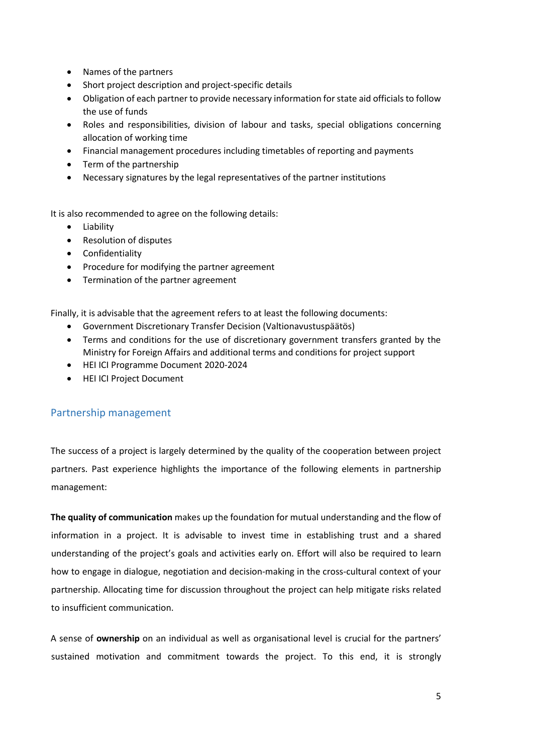- Names of the partners
- Short project description and project-specific details
- Obligation of each partner to provide necessary information for state aid officials to follow the use of funds
- Roles and responsibilities, division of labour and tasks, special obligations concerning allocation of working time
- Financial management procedures including timetables of reporting and payments
- Term of the partnership
- Necessary signatures by the legal representatives of the partner institutions

It is also recommended to agree on the following details:

- Liability
- Resolution of disputes
- Confidentiality
- Procedure for modifying the partner agreement
- Termination of the partner agreement

Finally, it is advisable that the agreement refers to at least the following documents:

- Government Discretionary Transfer Decision (Valtionavustuspäätös)
- Terms and conditions for the use of discretionary government transfers granted by the Ministry for Foreign Affairs and additional terms and conditions for project support
- HEI ICI Programme Document 2020-2024
- HEI ICI Project Document

## Partnership management

The success of a project is largely determined by the quality of the cooperation between project partners. Past experience highlights the importance of the following elements in partnership management:

**The quality of communication** makes up the foundation for mutual understanding and the flow of information in a project. It is advisable to invest time in establishing trust and a shared understanding of the project's goals and activities early on. Effort will also be required to learn how to engage in dialogue, negotiation and decision-making in the cross-cultural context of your partnership. Allocating time for discussion throughout the project can help mitigate risks related to insufficient communication.

A sense of **ownership** on an individual as well as organisational level is crucial for the partners' sustained motivation and commitment towards the project. To this end, it is strongly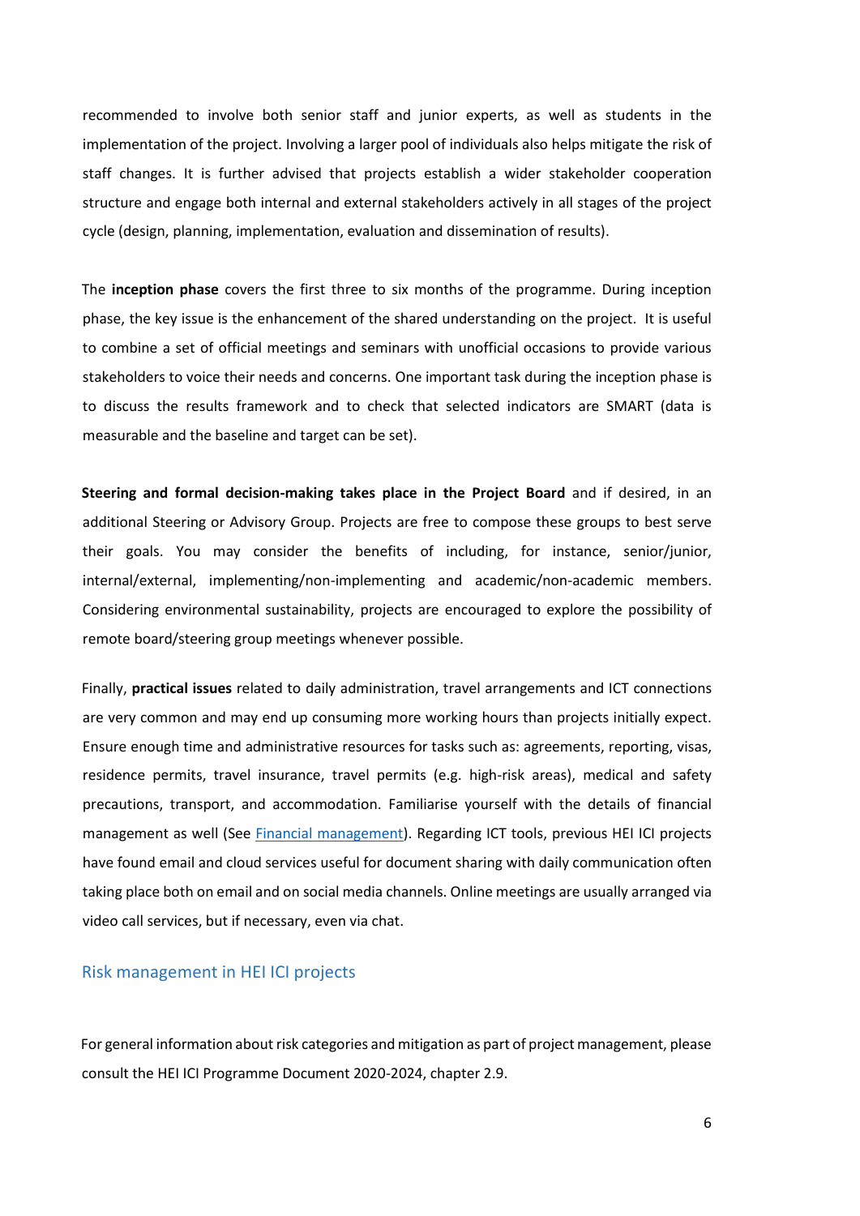recommended to involve both senior staff and junior experts, as well as students in the implementation of the project. Involving a larger pool of individuals also helps mitigate the risk of staff changes. It is further advised that projects establish a wider stakeholder cooperation structure and engage both internal and external stakeholders actively in all stages of the project cycle (design, planning, implementation, evaluation and dissemination of results).

The **inception phase** covers the first three to six months of the programme. During inception phase, the key issue is the enhancement of the shared understanding on the project. It is useful to combine a set of official meetings and seminars with unofficial occasions to provide various stakeholders to voice their needs and concerns. One important task during the inception phase is to discuss the results framework and to check that selected indicators are SMART (data is measurable and the baseline and target can be set).

**Steering and formal decision-making takes place in the Project Board** and if desired, in an additional Steering or Advisory Group. Projects are free to compose these groups to best serve their goals. You may consider the benefits of including, for instance, senior/junior, internal/external, implementing/non-implementing and academic/non-academic members. Considering environmental sustainability, projects are encouraged to explore the possibility of remote board/steering group meetings whenever possible.

Finally, **practical issues** related to daily administration, travel arrangements and ICT connections are very common and may end up consuming more working hours than projects initially expect. Ensure enough time and administrative resources for tasks such as: agreements, reporting, visas, residence permits, travel insurance, travel permits (e.g. high-risk areas), medical and safety precautions, transport, and accommodation. Familiarise yourself with the details of financial management as well (See [Financial management]). Regarding ICT tools, previous HEI ICI projects have found email and cloud services useful for document sharing with daily communication often taking place both on email and on social media channels. Online meetings are usually arranged via video call services, but if necessary, even via chat.

## Risk management in HEI ICI projects

For general information about risk categories and mitigation as part of project management, please consult the HEI ICI Programme Document 2020-2024, chapter 2.9.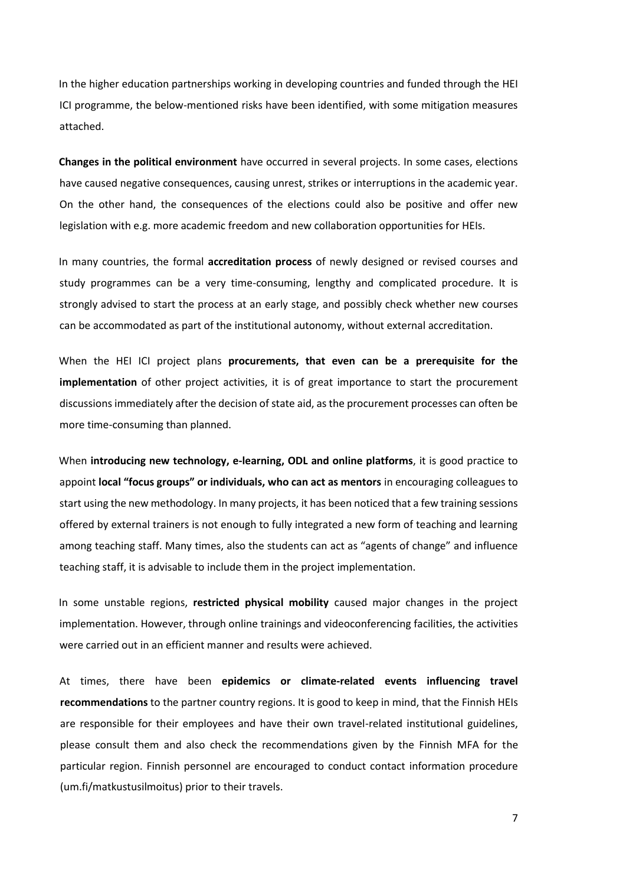In the higher education partnerships working in developing countries and funded through the HEI ICI programme, the below-mentioned risks have been identified, with some mitigation measures attached.

**Changes in the political environment** have occurred in several projects. In some cases, elections have caused negative consequences, causing unrest, strikes or interruptions in the academic year. On the other hand, the consequences of the elections could also be positive and offer new legislation with e.g. more academic freedom and new collaboration opportunities for HEIs.

In many countries, the formal **accreditation process** of newly designed or revised courses and study programmes can be a very time-consuming, lengthy and complicated procedure. It is strongly advised to start the process at an early stage, and possibly check whether new courses can be accommodated as part of the institutional autonomy, without external accreditation.

When the HEI ICI project plans **procurements, that even can be a prerequisite for the implementation** of other project activities, it is of great importance to start the procurement discussions immediately after the decision of state aid, as the procurement processes can often be more time-consuming than planned.

When **introducing new technology, e-learning, ODL and online platforms**, it is good practice to appoint **local "focus groups" or individuals, who can act as mentors** in encouraging colleagues to start using the new methodology. In many projects, it has been noticed that a few training sessions offered by external trainers is not enough to fully integrated a new form of teaching and learning among teaching staff. Many times, also the students can act as "agents of change" and influence teaching staff, it is advisable to include them in the project implementation.

In some unstable regions, **restricted physical mobility** caused major changes in the project implementation. However, through online trainings and videoconferencing facilities, the activities were carried out in an efficient manner and results were achieved.

At times, there have been **epidemics or climate-related events influencing travel recommendations** to the partner country regions. It is good to keep in mind, that the Finnish HEIs are responsible for their employees and have their own travel-related institutional guidelines, please consult them and also check the recommendations given by the Finnish MFA for the particular region. Finnish personnel are encouraged to conduct contact information procedure (um.fi/matkustusilmoitus) prior to their travels.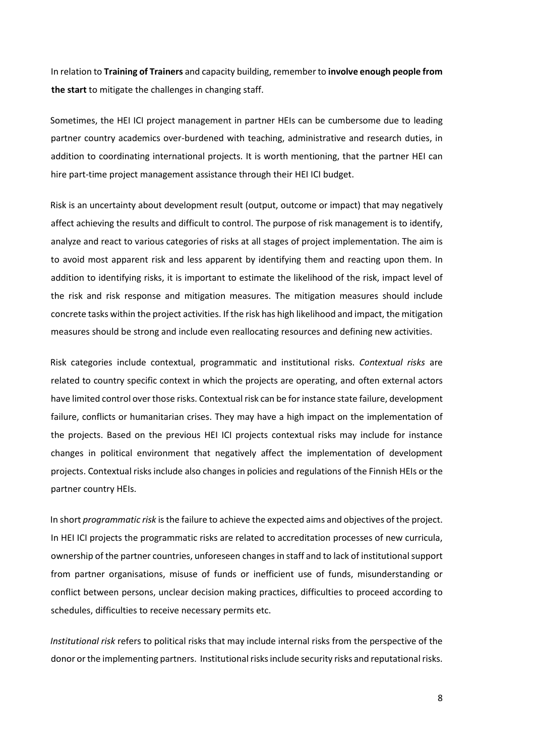In relation to **Training of Trainers** and capacity building, remember to **involve enough people from the start** to mitigate the challenges in changing staff.

Sometimes, the HEI ICI project management in partner HEIs can be cumbersome due to leading partner country academics over-burdened with teaching, administrative and research duties, in addition to coordinating international projects. It is worth mentioning, that the partner HEI can hire part-time project management assistance through their HEI ICI budget.

Risk is an uncertainty about development result (output, outcome or impact) that may negatively affect achieving the results and difficult to control. The purpose of risk management is to identify, analyze and react to various categories of risks at all stages of project implementation. The aim is to avoid most apparent risk and less apparent by identifying them and reacting upon them. In addition to identifying risks, it is important to estimate the likelihood of the risk, impact level of the risk and risk response and mitigation measures. The mitigation measures should include concrete tasks within the project activities. If the risk has high likelihood and impact, the mitigation measures should be strong and include even reallocating resources and defining new activities.

Risk categories include contextual, programmatic and institutional risks. *Contextual risks* are related to country specific context in which the projects are operating, and often external actors have limited control over those risks. Contextual risk can be for instance state failure, development failure, conflicts or humanitarian crises. They may have a high impact on the implementation of the projects. Based on the previous HEI ICI projects contextual risks may include for instance changes in political environment that negatively affect the implementation of development projects. Contextual risks include also changes in policies and regulations of the Finnish HEIs or the partner country HEIs.

In short *programmatic risk* is the failure to achieve the expected aims and objectives of the project. In HEI ICI projects the programmatic risks are related to accreditation processes of new curricula, ownership of the partner countries, unforeseen changes in staff and to lack of institutional support from partner organisations, misuse of funds or inefficient use of funds, misunderstanding or conflict between persons, unclear decision making practices, difficulties to proceed according to schedules, difficulties to receive necessary permits etc.

*Institutional risk* refers to political risks that may include internal risks from the perspective of the donor or the implementing partners. Institutional risks include security risks and reputational risks.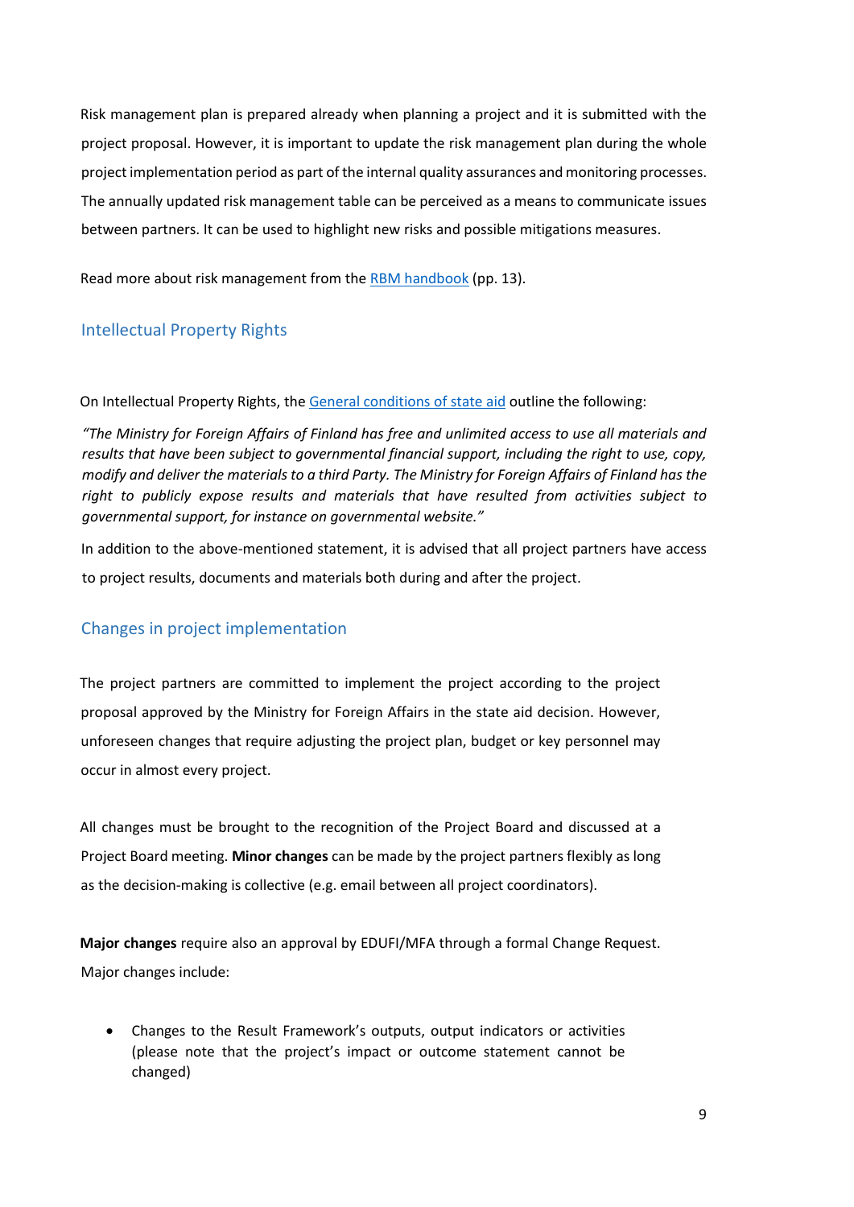Risk management plan is prepared already when planning a project and it is submitted with the project proposal. However, it is important to update the risk management plan during the whole project implementation period as part of the internal quality assurances and monitoring processes. The annually updated risk management table can be perceived as a means to communicate issues between partners. It can be used to highlight new risks and possible mitigations measures.

Read more about risk management from the [RBM handbook](#) (pp. 13).

## Intellectual Property Rights

On Intellectual Property Rights, the [General conditions of state aid](#) outline the following:

*"The Ministry for Foreign Affairs of Finland has free and unlimited access to use all materials and results that have been subject to governmental financial support, including the right to use, copy, modify and deliver the materials to a third Party. The Ministry for Foreign Affairs of Finland has the right to publicly expose results and materials that have resulted from activities subject to governmental support, for instance on governmental website."*

In addition to the above-mentioned statement, it is advised that all project partners have access to project results, documents and materials both during and after the project.

## Changes in project implementation

The project partners are committed to implement the project according to the project proposal approved by the Ministry for Foreign Affairs in the state aid decision. However, unforeseen changes that require adjusting the project plan, budget or key personnel may occur in almost every project.

All changes must be brought to the recognition of the Project Board and discussed at a Project Board meeting. **Minor changes** can be made by the project partners flexibly as long as the decision-making is collective (e.g. email between all project coordinators).

**Major changes** require also an approval by EDUFI/MFA through a formal Change Request. Major changes include:

- Changes to the Result Framework's outputs, output indicators or activities (please note that the project's impact or outcome statement cannot be changed)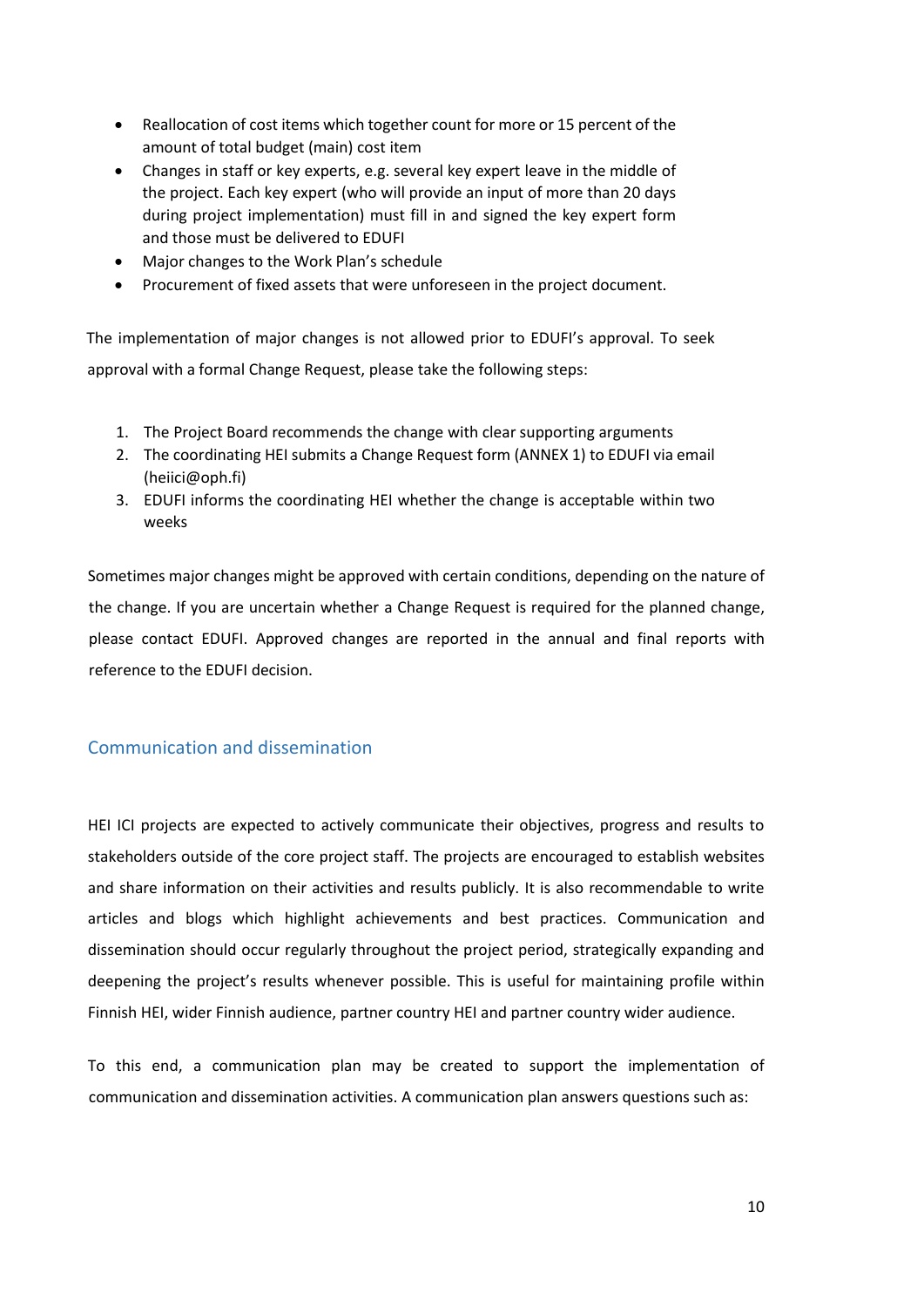- Reallocation of cost items which together count for more or 15 percent of the amount of total budget (main) cost item
- Changes in staff or key experts, e.g. several key expert leave in the middle of the project. Each key expert (who will provide an input of more than 20 days during project implementation) must fill in and signed the key expert form and those must be delivered to EDUFI
- Major changes to the Work Plan's schedule
- Procurement of fixed assets that were unforeseen in the project document.

The implementation of major changes is not allowed prior to EDUFI's approval. To seek approval with a formal Change Request, please take the following steps:

1. The Project Board recommends the change with clear supporting arguments
2. The coordinating HEI submits a Change Request form (ANNEX 1) to EDUFI via email (heiici@oph.fi)
3. EDUFI informs the coordinating HEI whether the change is acceptable within two weeks

Sometimes major changes might be approved with certain conditions, depending on the nature of the change. If you are uncertain whether a Change Request is required for the planned change, please contact EDUFI. Approved changes are reported in the annual and final reports with reference to the EDUFI decision.

## Communication and dissemination

HEI ICI projects are expected to actively communicate their objectives, progress and results to stakeholders outside of the core project staff. The projects are encouraged to establish websites and share information on their activities and results publicly. It is also recommendable to write articles and blogs which highlight achievements and best practices. Communication and dissemination should occur regularly throughout the project period, strategically expanding and deepening the project's results whenever possible. This is useful for maintaining profile within Finnish HEI, wider Finnish audience, partner country HEI and partner country wider audience.

To this end, a communication plan may be created to support the implementation of communication and dissemination activities. A communication plan answers questions such as: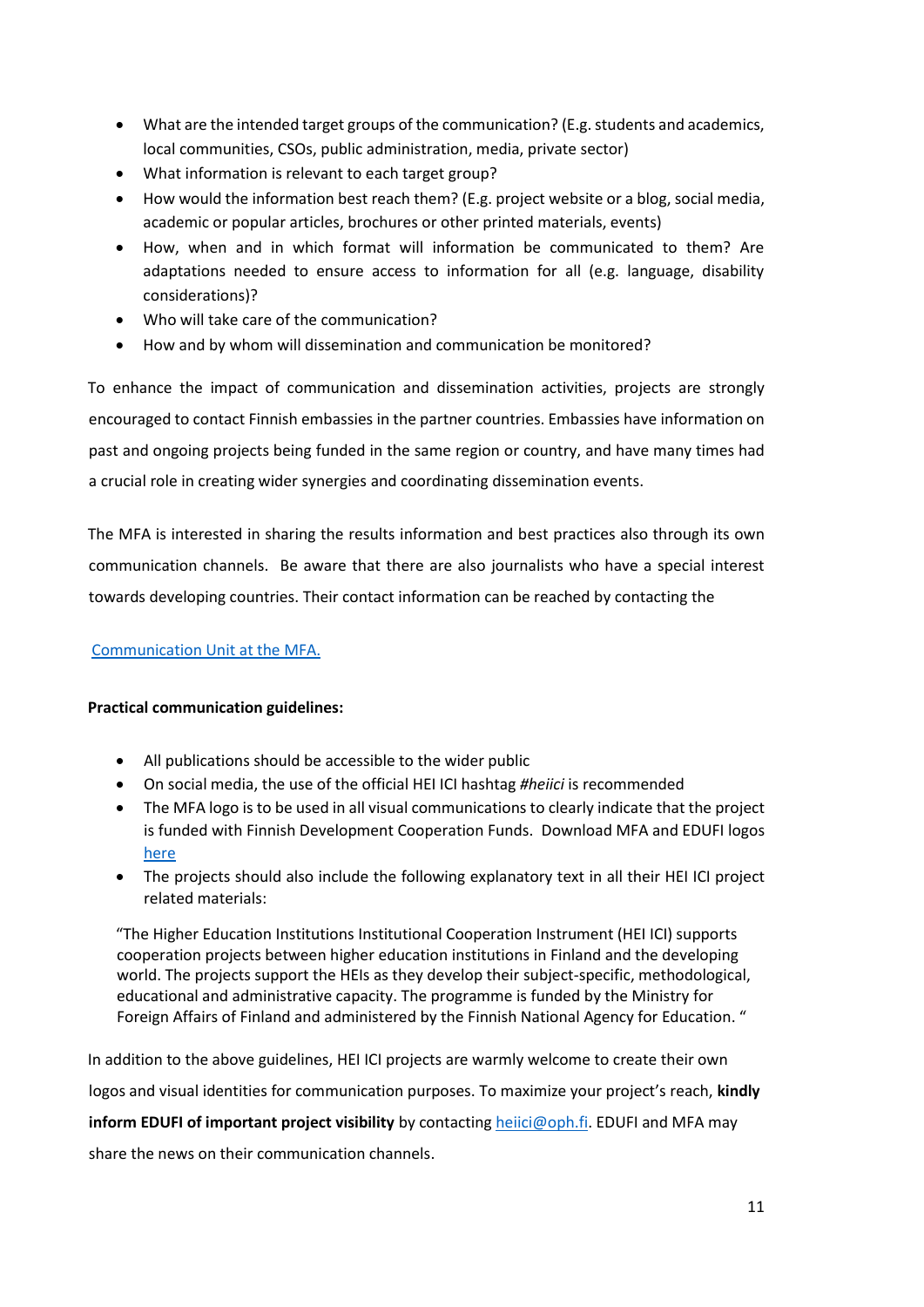- What are the intended target groups of the communication? (E.g. students and academics, local communities, CSOs, public administration, media, private sector)
- What information is relevant to each target group?
- How would the information best reach them? (E.g. project website or a blog, social media, academic or popular articles, brochures or other printed materials, events)
- How, when and in which format will information be communicated to them? Are adaptations needed to ensure access to information for all (e.g. language, disability considerations)?
- Who will take care of the communication?
- How and by whom will dissemination and communication be monitored?

To enhance the impact of communication and dissemination activities, projects are strongly encouraged to contact Finnish embassies in the partner countries. Embassies have information on past and ongoing projects being funded in the same region or country, and have many times had a crucial role in creating wider synergies and coordinating dissemination events.

The MFA is interested in sharing the results information and best practices also through its own communication channels. Be aware that there are also journalists who have a special interest towards developing countries. Their contact information can be reached by contacting the

Communication Unit at the MFA.

**Practical communication guidelines:**

- All publications should be accessible to the wider public
- On social media, the use of the official HEI ICI hashtag *#heiici* is recommended
- The MFA logo is to be used in all visual communications to clearly indicate that the project is funded with Finnish Development Cooperation Funds. Download MFA and EDUFI logos here
- The projects should also include the following explanatory text in all their HEI ICI project related materials:

"The Higher Education Institutions Institutional Cooperation Instrument (HEI ICI) supports cooperation projects between higher education institutions in Finland and the developing world. The projects support the HEIs as they develop their subject-specific, methodological, educational and administrative capacity. The programme is funded by the Ministry for Foreign Affairs of Finland and administered by the Finnish National Agency for Education. "

In addition to the above guidelines, HEI ICI projects are warmly welcome to create their own logos and visual identities for communication purposes. To maximize your project's reach, **kindly inform EDUFI of important project visibility** by contacting heiici@oph.fi. EDUFI and MFA may share the news on their communication channels.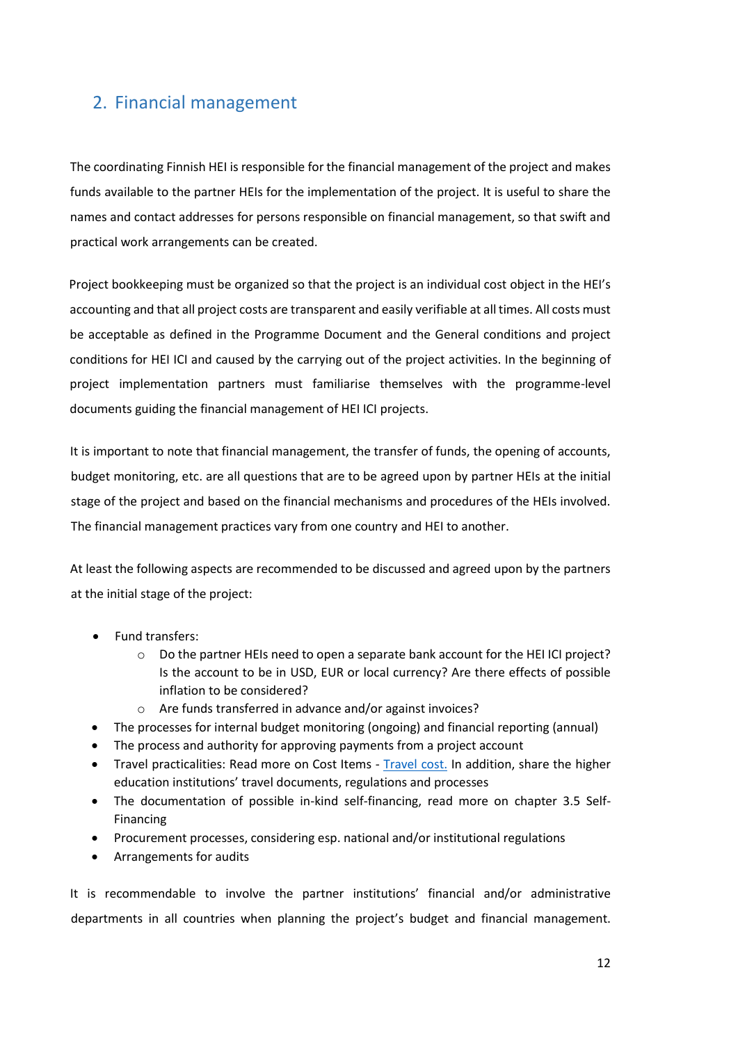## 2. Financial management

The coordinating Finnish HEI is responsible for the financial management of the project and makes funds available to the partner HEIs for the implementation of the project. It is useful to share the names and contact addresses for persons responsible on financial management, so that swift and practical work arrangements can be created.

Project bookkeeping must be organized so that the project is an individual cost object in the HEI's accounting and that all project costs are transparent and easily verifiable at all times. All costs must be acceptable as defined in the Programme Document and the General conditions and project conditions for HEI ICI and caused by the carrying out of the project activities. In the beginning of project implementation partners must familiarise themselves with the programme-level documents guiding the financial management of HEI ICI projects.

It is important to note that financial management, the transfer of funds, the opening of accounts, budget monitoring, etc. are all questions that are to be agreed upon by partner HEIs at the initial stage of the project and based on the financial mechanisms and procedures of the HEIs involved. The financial management practices vary from one country and HEI to another.

At least the following aspects are recommended to be discussed and agreed upon by the partners at the initial stage of the project:

- Fund transfers:
  - Do the partner HEIs need to open a separate bank account for the HEI ICI project? Is the account to be in USD, EUR or local currency? Are there effects of possible inflation to be considered?
  - Are funds transferred in advance and/or against invoices?
- The processes for internal budget monitoring (ongoing) and financial reporting (annual)
- The process and authority for approving payments from a project account
- Travel practicalities: Read more on Cost Items - Travel cost. In addition, share the higher education institutions' travel documents, regulations and processes
- The documentation of possible in-kind self-financing, read more on chapter 3.5 Self-Financing
- Procurement processes, considering esp. national and/or institutional regulations
- Arrangements for audits

It is recommendable to involve the partner institutions' financial and/or administrative departments in all countries when planning the project's budget and financial management.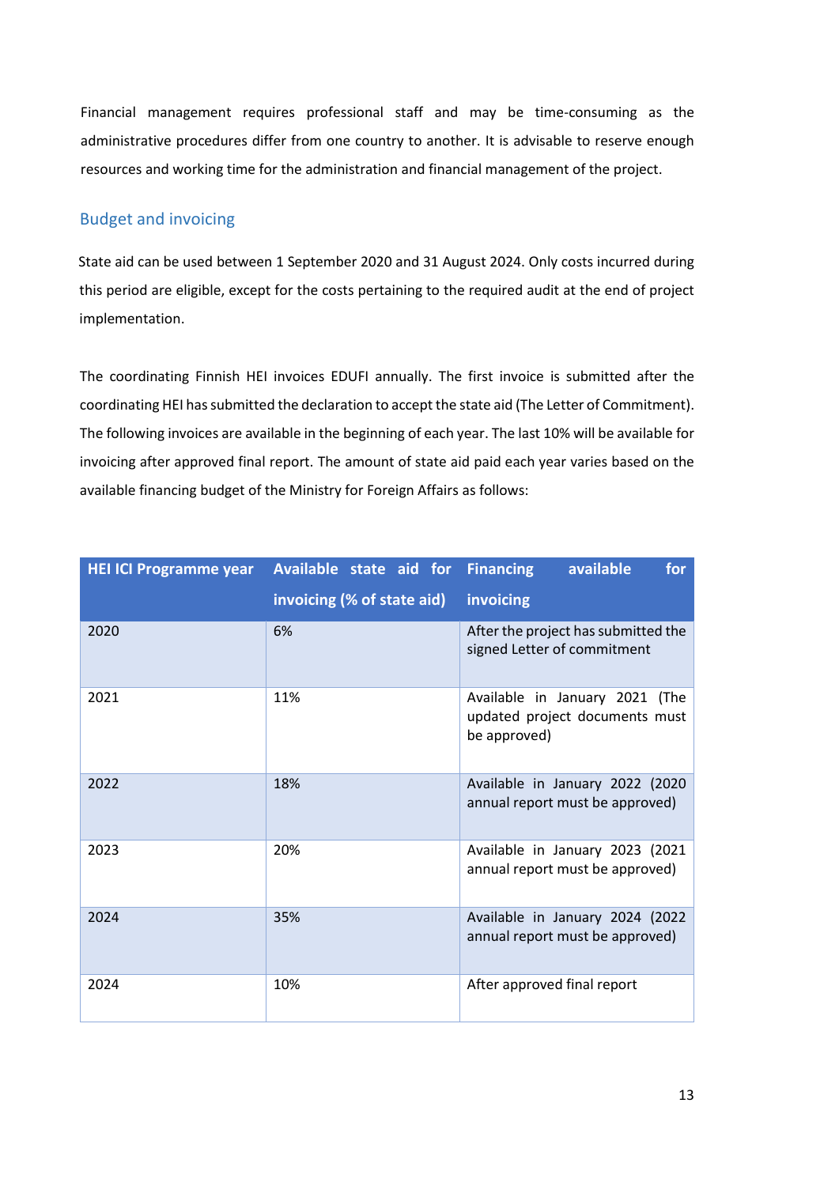Financial management requires professional staff and may be time-consuming as the administrative procedures differ from one country to another. It is advisable to reserve enough resources and working time for the administration and financial management of the project.

## Budget and invoicing

State aid can be used between 1 September 2020 and 31 August 2024. Only costs incurred during this period are eligible, except for the costs pertaining to the required audit at the end of project implementation.

The coordinating Finnish HEI invoices EDUFI annually. The first invoice is submitted after the coordinating HEI has submitted the declaration to accept the state aid (The Letter of Commitment). The following invoices are available in the beginning of each year. The last 10% will be available for invoicing after approved final report. The amount of state aid paid each year varies based on the available financing budget of the Ministry for Foreign Affairs as follows:

| HEI ICI Programme year | Available state aid for invoicing (% of state aid) | Financing available for invoicing |
|---|---|---|
| 2020 | 6% | After the project has submitted the signed Letter of commitment |
| 2021 | 11% | Available in January 2021 (The updated project documents must be approved) |
| 2022 | 18% | Available in January 2022 (2020 annual report must be approved) |
| 2023 | 20% | Available in January 2023 (2021 annual report must be approved) |
| 2024 | 35% | Available in January 2024 (2022 annual report must be approved) |
| 2024 | 10% | After approved final report |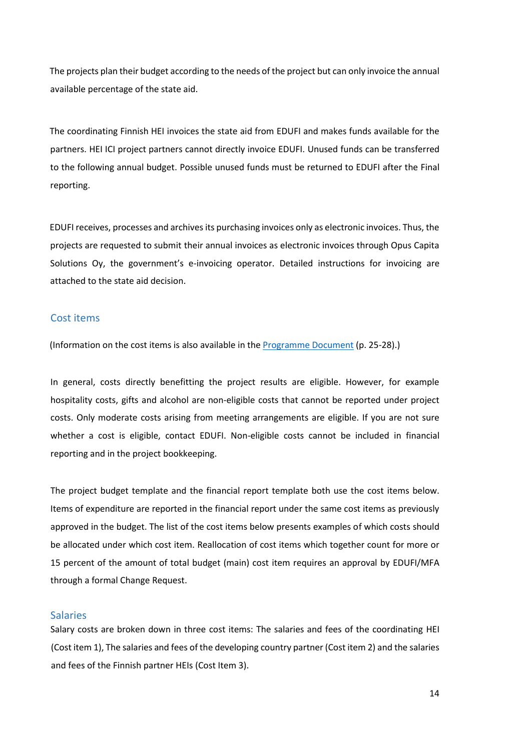The projects plan their budget according to the needs of the project but can only invoice the annual available percentage of the state aid.

The coordinating Finnish HEI invoices the state aid from EDUFI and makes funds available for the partners. HEI ICI project partners cannot directly invoice EDUFI. Unused funds can be transferred to the following annual budget. Possible unused funds must be returned to EDUFI after the Final reporting.

EDUFI receives, processes and archives its purchasing invoices only as electronic invoices. Thus, the projects are requested to submit their annual invoices as electronic invoices through Opus Capita Solutions Oy, the government's e-invoicing operator. Detailed instructions for invoicing are attached to the state aid decision.

## Cost items

(Information on the cost items is also available in the Programme Document (p. 25-28).)

In general, costs directly benefitting the project results are eligible. However, for example hospitality costs, gifts and alcohol are non-eligible costs that cannot be reported under project costs. Only moderate costs arising from meeting arrangements are eligible. If you are not sure whether a cost is eligible, contact EDUFI. Non-eligible costs cannot be included in financial reporting and in the project bookkeeping.

The project budget template and the financial report template both use the cost items below. Items of expenditure are reported in the financial report under the same cost items as previously approved in the budget. The list of the cost items below presents examples of which costs should be allocated under which cost item. Reallocation of cost items which together count for more or 15 percent of the amount of total budget (main) cost item requires an approval by EDUFI/MFA through a formal Change Request.

## Salaries

Salary costs are broken down in three cost items: The salaries and fees of the coordinating HEI (Cost item 1), The salaries and fees of the developing country partner (Cost item 2) and the salaries and fees of the Finnish partner HEIs (Cost Item 3).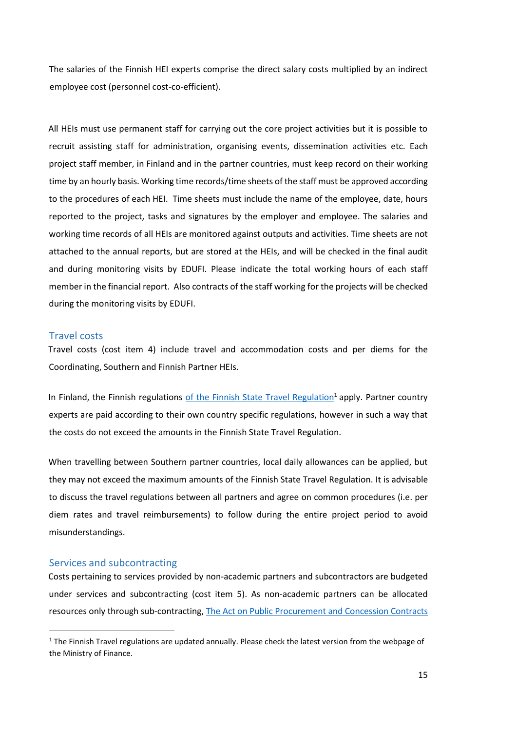The salaries of the Finnish HEI experts comprise the direct salary costs multiplied by an indirect employee cost (personnel cost-co-efficient).

All HEIs must use permanent staff for carrying out the core project activities but it is possible to recruit assisting staff for administration, organising events, dissemination activities etc. Each project staff member, in Finland and in the partner countries, must keep record on their working time by an hourly basis. Working time records/time sheets of the staff must be approved according to the procedures of each HEI. Time sheets must include the name of the employee, date, hours reported to the project, tasks and signatures by the employer and employee. The salaries and working time records of all HEIs are monitored against outputs and activities. Time sheets are not attached to the annual reports, but are stored at the HEIs, and will be checked in the final audit and during monitoring visits by EDUFI. Please indicate the total working hours of each staff member in the financial report. Also contracts of the staff working for the projects will be checked during the monitoring visits by EDUFI.

## Travel costs

Travel costs (cost item 4) include travel and accommodation costs and per diems for the Coordinating, Southern and Finnish Partner HEIs.

In Finland, the Finnish regulations of the Finnish State Travel Regulation[1] apply. Partner country experts are paid according to their own country specific regulations, however in such a way that the costs do not exceed the amounts in the Finnish State Travel Regulation.

When travelling between Southern partner countries, local daily allowances can be applied, but they may not exceed the maximum amounts of the Finnish State Travel Regulation. It is advisable to discuss the travel regulations between all partners and agree on common procedures (i.e. per diem rates and travel reimbursements) to follow during the entire project period to avoid misunderstandings.

## Services and subcontracting

Costs pertaining to services provided by non-academic partners and subcontractors are budgeted under services and subcontracting (cost item 5). As non-academic partners can be allocated resources only through sub-contracting, The Act on Public Procurement and Concession Contracts

[1] The Finnish Travel regulations are updated annually. Please check the latest version from the webpage of the Ministry of Finance.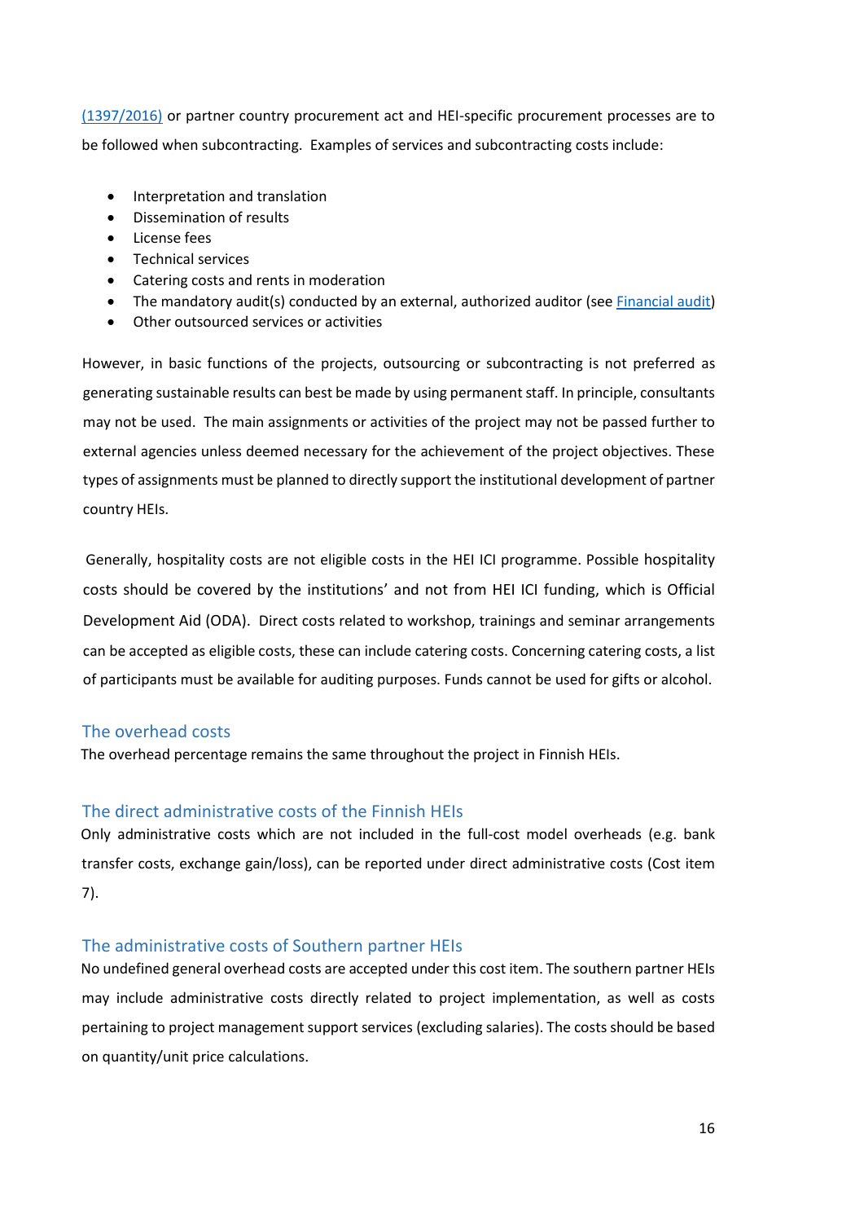(1397/2016) or partner country procurement act and HEI-specific procurement processes are to be followed when subcontracting. Examples of services and subcontracting costs include:

- Interpretation and translation
- Dissemination of results
- License fees
- Technical services
- Catering costs and rents in moderation
- The mandatory audit(s) conducted by an external, authorized auditor (see Financial audit)
- Other outsourced services or activities

However, in basic functions of the projects, outsourcing or subcontracting is not preferred as generating sustainable results can best be made by using permanent staff. In principle, consultants may not be used. The main assignments or activities of the project may not be passed further to external agencies unless deemed necessary for the achievement of the project objectives. These types of assignments must be planned to directly support the institutional development of partner country HEIs.

Generally, hospitality costs are not eligible costs in the HEI ICI programme. Possible hospitality costs should be covered by the institutions' and not from HEI ICI funding, which is Official Development Aid (ODA). Direct costs related to workshop, trainings and seminar arrangements can be accepted as eligible costs, these can include catering costs. Concerning catering costs, a list of participants must be available for auditing purposes. Funds cannot be used for gifts or alcohol.

## The overhead costs

The overhead percentage remains the same throughout the project in Finnish HEIs.

## The direct administrative costs of the Finnish HEIs

Only administrative costs which are not included in the full-cost model overheads (e.g. bank transfer costs, exchange gain/loss), can be reported under direct administrative costs (Cost item 7).

## The administrative costs of Southern partner HEIs

No undefined general overhead costs are accepted under this cost item. The southern partner HEIs may include administrative costs directly related to project implementation, as well as costs pertaining to project management support services (excluding salaries). The costs should be based on quantity/unit price calculations.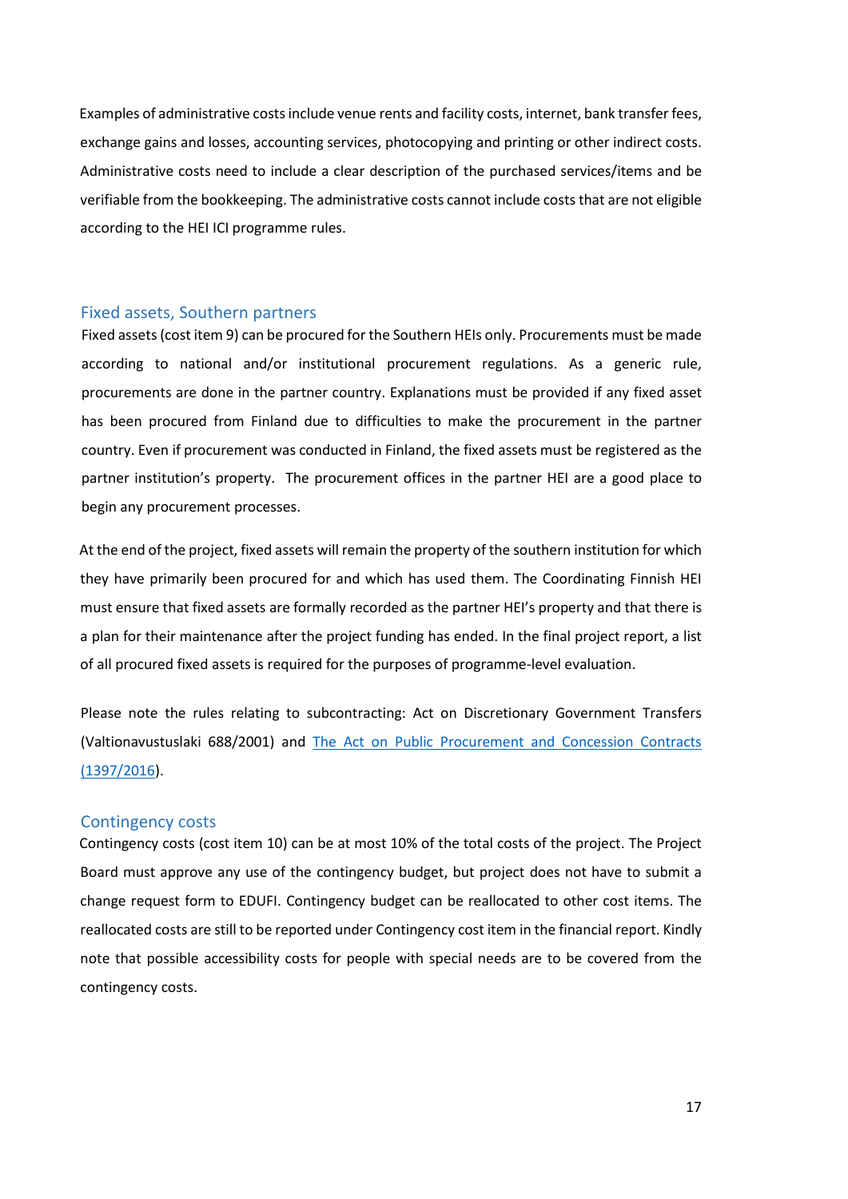Examples of administrative costs include venue rents and facility costs, internet, bank transfer fees, exchange gains and losses, accounting services, photocopying and printing or other indirect costs. Administrative costs need to include a clear description of the purchased services/items and be verifiable from the bookkeeping. The administrative costs cannot include costs that are not eligible according to the HEI ICI programme rules.

## Fixed assets, Southern partners

Fixed assets (cost item 9) can be procured for the Southern HEIs only. Procurements must be made according to national and/or institutional procurement regulations. As a generic rule, procurements are done in the partner country. Explanations must be provided if any fixed asset has been procured from Finland due to difficulties to make the procurement in the partner country. Even if procurement was conducted in Finland, the fixed assets must be registered as the partner institution's property. The procurement offices in the partner HEI are a good place to begin any procurement processes.

At the end of the project, fixed assets will remain the property of the southern institution for which they have primarily been procured for and which has used them. The Coordinating Finnish HEI must ensure that fixed assets are formally recorded as the partner HEI's property and that there is a plan for their maintenance after the project funding has ended. In the final project report, a list of all procured fixed assets is required for the purposes of programme-level evaluation.

Please note the rules relating to subcontracting: Act on Discretionary Government Transfers (Valtionavustuslaki 688/2001) and [The Act on Public Procurement and Concession Contracts (1397/2016)]().

## Contingency costs

Contingency costs (cost item 10) can be at most 10% of the total costs of the project. The Project Board must approve any use of the contingency budget, but project does not have to submit a change request form to EDUFI. Contingency budget can be reallocated to other cost items. The reallocated costs are still to be reported under Contingency cost item in the financial report. Kindly note that possible accessibility costs for people with special needs are to be covered from the contingency costs.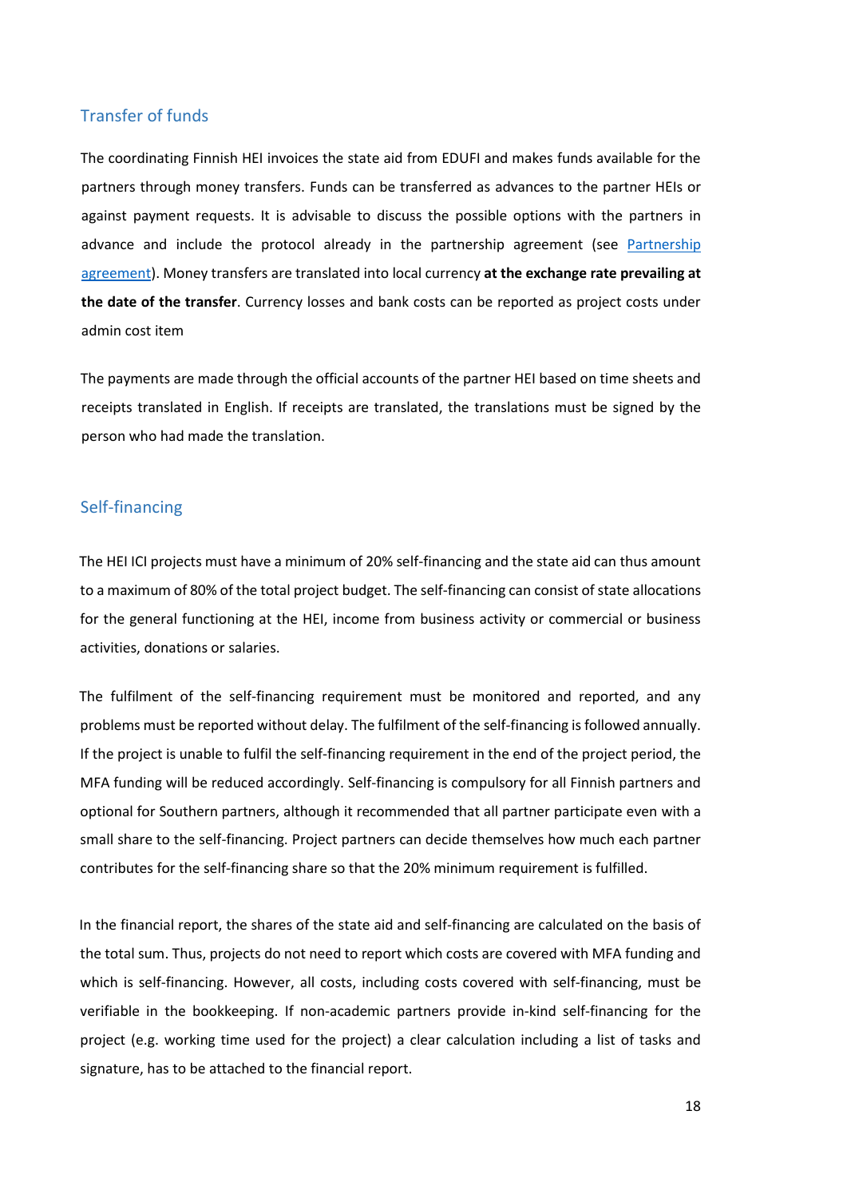## Transfer of funds

The coordinating Finnish HEI invoices the state aid from EDUFI and makes funds available for the partners through money transfers. Funds can be transferred as advances to the partner HEIs or against payment requests. It is advisable to discuss the possible options with the partners in advance and include the protocol already in the partnership agreement (see [Partnership agreement]). Money transfers are translated into local currency **at the exchange rate prevailing at the date of the transfer**. Currency losses and bank costs can be reported as project costs under admin cost item

The payments are made through the official accounts of the partner HEI based on time sheets and receipts translated in English. If receipts are translated, the translations must be signed by the person who had made the translation.

## Self-financing

The HEI ICI projects must have a minimum of 20% self-financing and the state aid can thus amount to a maximum of 80% of the total project budget. The self-financing can consist of state allocations for the general functioning at the HEI, income from business activity or commercial or business activities, donations or salaries.

The fulfilment of the self-financing requirement must be monitored and reported, and any problems must be reported without delay. The fulfilment of the self-financing is followed annually. If the project is unable to fulfil the self-financing requirement in the end of the project period, the MFA funding will be reduced accordingly. Self-financing is compulsory for all Finnish partners and optional for Southern partners, although it recommended that all partner participate even with a small share to the self-financing. Project partners can decide themselves how much each partner contributes for the self-financing share so that the 20% minimum requirement is fulfilled.

In the financial report, the shares of the state aid and self-financing are calculated on the basis of the total sum. Thus, projects do not need to report which costs are covered with MFA funding and which is self-financing. However, all costs, including costs covered with self-financing, must be verifiable in the bookkeeping. If non-academic partners provide in-kind self-financing for the project (e.g. working time used for the project) a clear calculation including a list of tasks and signature, has to be attached to the financial report.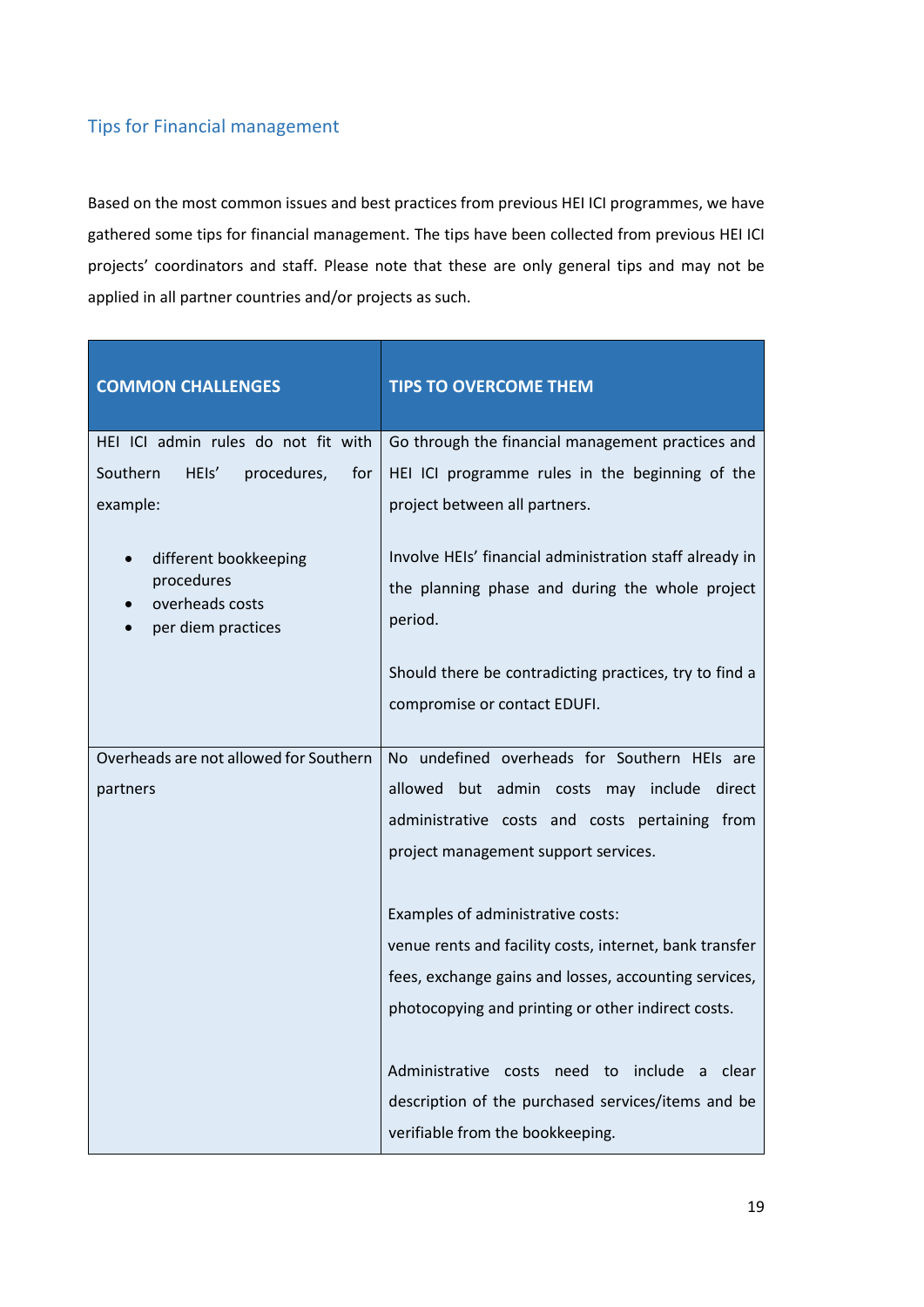## Tips for Financial management

Based on the most common issues and best practices from previous HEI ICI programmes, we have gathered some tips for financial management. The tips have been collected from previous HEI ICI projects' coordinators and staff. Please note that these are only general tips and may not be applied in all partner countries and/or projects as such.

| COMMON CHALLENGES | TIPS TO OVERCOME THEM |
|---|---|
| HEI ICI admin rules do not fit with Southern HEIs' procedures, for example:<br><br>• different bookkeeping procedures<br>• overheads costs<br>• per diem practices | Go through the financial management practices and HEI ICI programme rules in the beginning of the project between all partners.<br><br>Involve HEIs' financial administration staff already in the planning phase and during the whole project period.<br><br>Should there be contradicting practices, try to find a compromise or contact EDUFI. |
| Overheads are not allowed for Southern partners | No undefined overheads for Southern HEIs are allowed but admin costs may include direct administrative costs and costs pertaining from project management support services.<br><br>Examples of administrative costs:<br>venue rents and facility costs, internet, bank transfer fees, exchange gains and losses, accounting services, photocopying and printing or other indirect costs.<br><br>Administrative costs need to include a clear description of the purchased services/items and be verifiable from the bookkeeping. |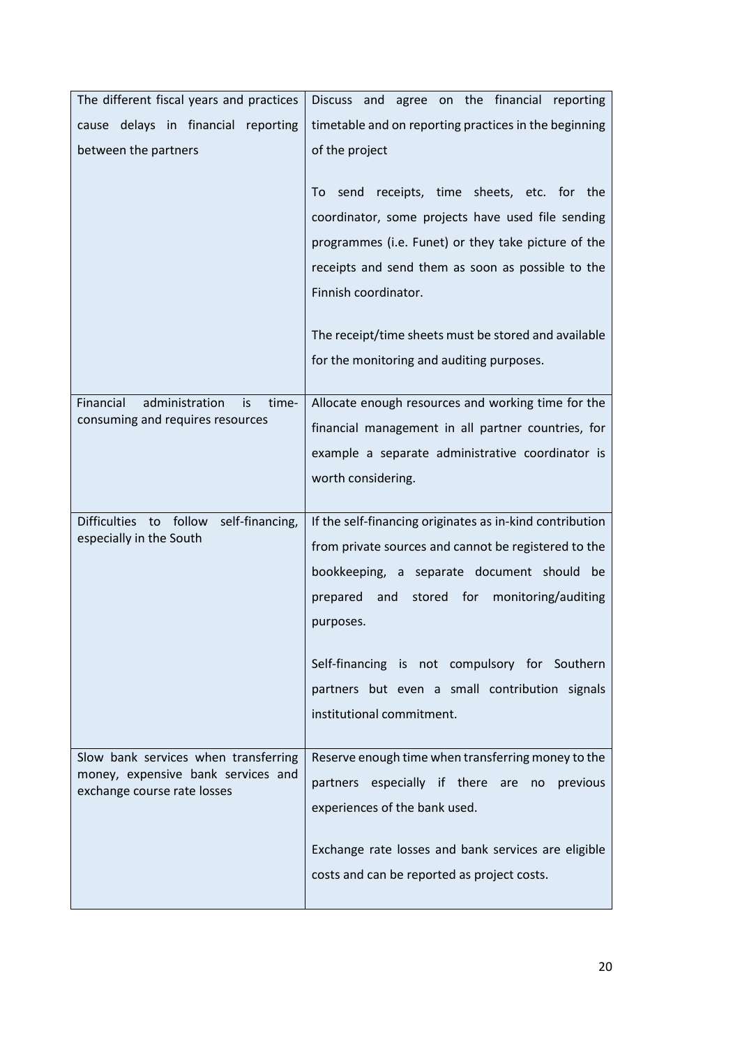| The different fiscal years and practices cause delays in financial reporting between the partners | Discuss and agree on the financial reporting timetable and on reporting practices in the beginning of the project<br><br>To send receipts, time sheets, etc. for the coordinator, some projects have used file sending programmes (i.e. Funet) or they take picture of the receipts and send them as soon as possible to the Finnish coordinator.<br><br>The receipt/time sheets must be stored and available for the monitoring and auditing purposes. |
|---|---|
| Financial administration is time-consuming and requires resources | Allocate enough resources and working time for the financial management in all partner countries, for example a separate administrative coordinator is worth considering. |
| Difficulties to follow self-financing, especially in the South | If the self-financing originates as in-kind contribution from private sources and cannot be registered to the bookkeeping, a separate document should be prepared and stored for monitoring/auditing purposes.<br><br>Self-financing is not compulsory for Southern partners but even a small contribution signals institutional commitment. |
| Slow bank services when transferring money, expensive bank services and exchange course rate losses | Reserve enough time when transferring money to the partners especially if there are no previous experiences of the bank used.<br><br>Exchange rate losses and bank services are eligible costs and can be reported as project costs. |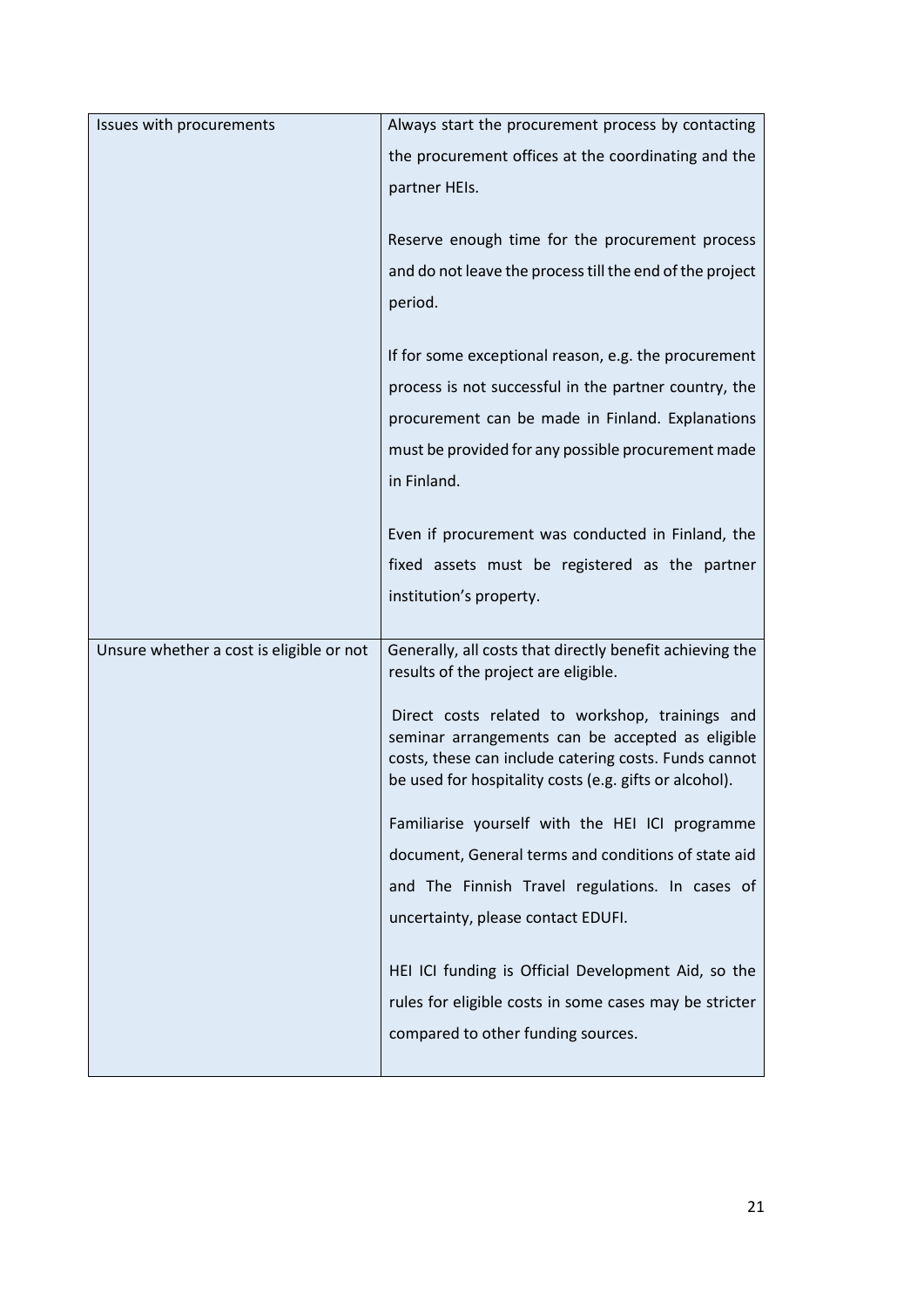| | |
|---|---|
| Issues with procurements | Always start the procurement process by contacting the procurement offices at the coordinating and the partner HEIs.<br><br>Reserve enough time for the procurement process and do not leave the process till the end of the project period.<br><br>If for some exceptional reason, e.g. the procurement process is not successful in the partner country, the procurement can be made in Finland. Explanations must be provided for any possible procurement made in Finland.<br><br>Even if procurement was conducted in Finland, the fixed assets must be registered as the partner institution's property. |
| Unsure whether a cost is eligible or not | Generally, all costs that directly benefit achieving the results of the project are eligible.<br><br>Direct costs related to workshop, trainings and seminar arrangements can be accepted as eligible costs, these can include catering costs. Funds cannot be used for hospitality costs (e.g. gifts or alcohol).<br><br>Familiarise yourself with the HEI ICI programme document, General terms and conditions of state aid and The Finnish Travel regulations. In cases of uncertainty, please contact EDUFI.<br><br>HEI ICI funding is Official Development Aid, so the rules for eligible costs in some cases may be stricter compared to other funding sources. |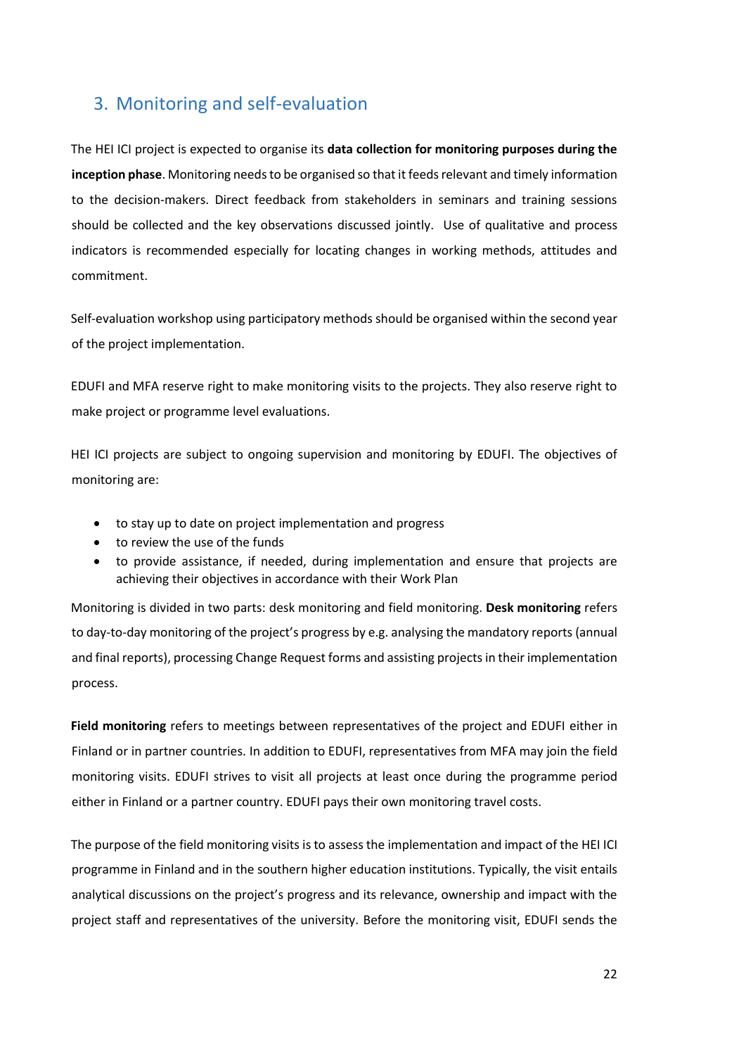## 3. Monitoring and self-evaluation

The HEI ICI project is expected to organise its **data collection for monitoring purposes during the inception phase**. Monitoring needs to be organised so that it feeds relevant and timely information to the decision-makers. Direct feedback from stakeholders in seminars and training sessions should be collected and the key observations discussed jointly. Use of qualitative and process indicators is recommended especially for locating changes in working methods, attitudes and commitment.

Self-evaluation workshop using participatory methods should be organised within the second year of the project implementation.

EDUFI and MFA reserve right to make monitoring visits to the projects. They also reserve right to make project or programme level evaluations.

HEI ICI projects are subject to ongoing supervision and monitoring by EDUFI. The objectives of monitoring are:

- to stay up to date on project implementation and progress
- to review the use of the funds
- to provide assistance, if needed, during implementation and ensure that projects are achieving their objectives in accordance with their Work Plan

Monitoring is divided in two parts: desk monitoring and field monitoring. **Desk monitoring** refers to day-to-day monitoring of the project's progress by e.g. analysing the mandatory reports (annual and final reports), processing Change Request forms and assisting projects in their implementation process.

**Field monitoring** refers to meetings between representatives of the project and EDUFI either in Finland or in partner countries. In addition to EDUFI, representatives from MFA may join the field monitoring visits. EDUFI strives to visit all projects at least once during the programme period either in Finland or a partner country. EDUFI pays their own monitoring travel costs.

The purpose of the field monitoring visits is to assess the implementation and impact of the HEI ICI programme in Finland and in the southern higher education institutions. Typically, the visit entails analytical discussions on the project's progress and its relevance, ownership and impact with the project staff and representatives of the university. Before the monitoring visit, EDUFI sends the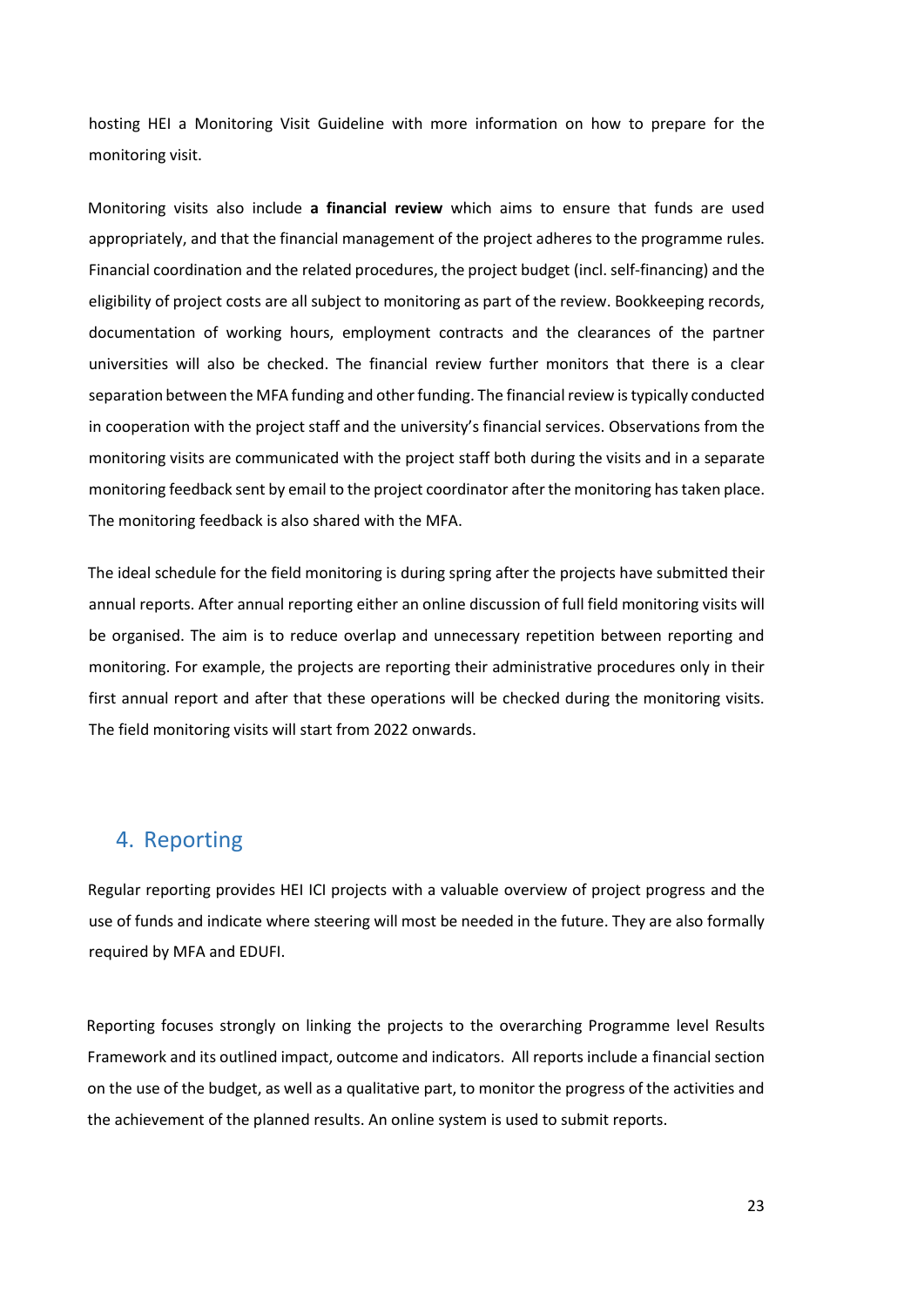hosting HEI a Monitoring Visit Guideline with more information on how to prepare for the monitoring visit.

Monitoring visits also include **a financial review** which aims to ensure that funds are used appropriately, and that the financial management of the project adheres to the programme rules. Financial coordination and the related procedures, the project budget (incl. self-financing) and the eligibility of project costs are all subject to monitoring as part of the review. Bookkeeping records, documentation of working hours, employment contracts and the clearances of the partner universities will also be checked. The financial review further monitors that there is a clear separation between the MFA funding and other funding. The financial review is typically conducted in cooperation with the project staff and the university's financial services. Observations from the monitoring visits are communicated with the project staff both during the visits and in a separate monitoring feedback sent by email to the project coordinator after the monitoring has taken place. The monitoring feedback is also shared with the MFA.

The ideal schedule for the field monitoring is during spring after the projects have submitted their annual reports. After annual reporting either an online discussion of full field monitoring visits will be organised. The aim is to reduce overlap and unnecessary repetition between reporting and monitoring. For example, the projects are reporting their administrative procedures only in their first annual report and after that these operations will be checked during the monitoring visits. The field monitoring visits will start from 2022 onwards.

## 4. Reporting

Regular reporting provides HEI ICI projects with a valuable overview of project progress and the use of funds and indicate where steering will most be needed in the future. They are also formally required by MFA and EDUFI.

Reporting focuses strongly on linking the projects to the overarching Programme level Results Framework and its outlined impact, outcome and indicators. All reports include a financial section on the use of the budget, as well as a qualitative part, to monitor the progress of the activities and the achievement of the planned results. An online system is used to submit reports.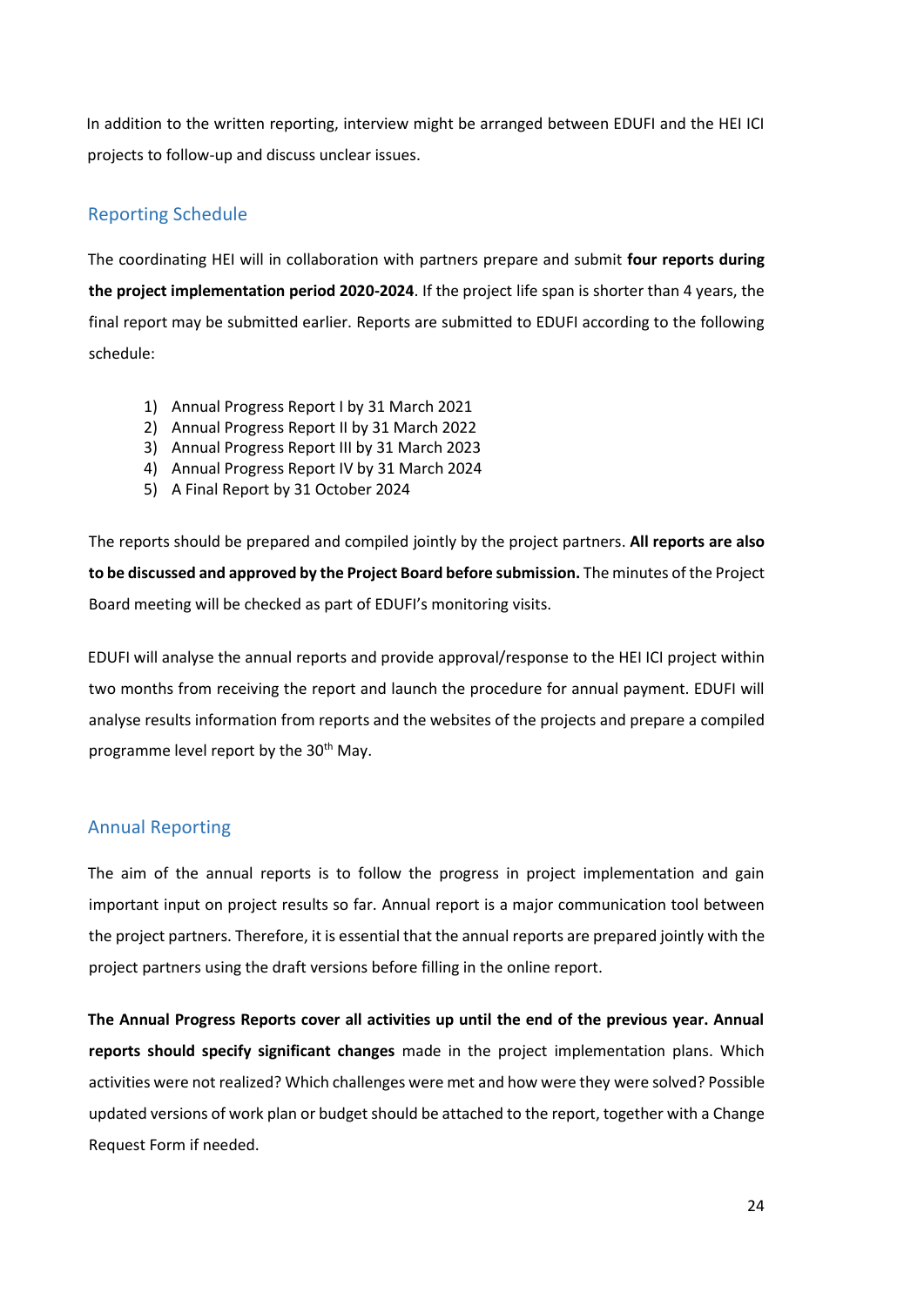In addition to the written reporting, interview might be arranged between EDUFI and the HEI ICI projects to follow-up and discuss unclear issues.

## Reporting Schedule

The coordinating HEI will in collaboration with partners prepare and submit **four reports during the project implementation period 2020-2024**. If the project life span is shorter than 4 years, the final report may be submitted earlier. Reports are submitted to EDUFI according to the following schedule:

1) Annual Progress Report I by 31 March 2021
2) Annual Progress Report II by 31 March 2022
3) Annual Progress Report III by 31 March 2023
4) Annual Progress Report IV by 31 March 2024
5) A Final Report by 31 October 2024

The reports should be prepared and compiled jointly by the project partners. **All reports are also to be discussed and approved by the Project Board before submission.** The minutes of the Project Board meeting will be checked as part of EDUFI's monitoring visits.

EDUFI will analyse the annual reports and provide approval/response to the HEI ICI project within two months from receiving the report and launch the procedure for annual payment. EDUFI will analyse results information from reports and the websites of the projects and prepare a compiled programme level report by the 30th May.

## Annual Reporting

The aim of the annual reports is to follow the progress in project implementation and gain important input on project results so far. Annual report is a major communication tool between the project partners. Therefore, it is essential that the annual reports are prepared jointly with the project partners using the draft versions before filling in the online report.

**The Annual Progress Reports cover all activities up until the end of the previous year. Annual reports should specify significant changes** made in the project implementation plans. Which activities were not realized? Which challenges were met and how were they were solved? Possible updated versions of work plan or budget should be attached to the report, together with a Change Request Form if needed.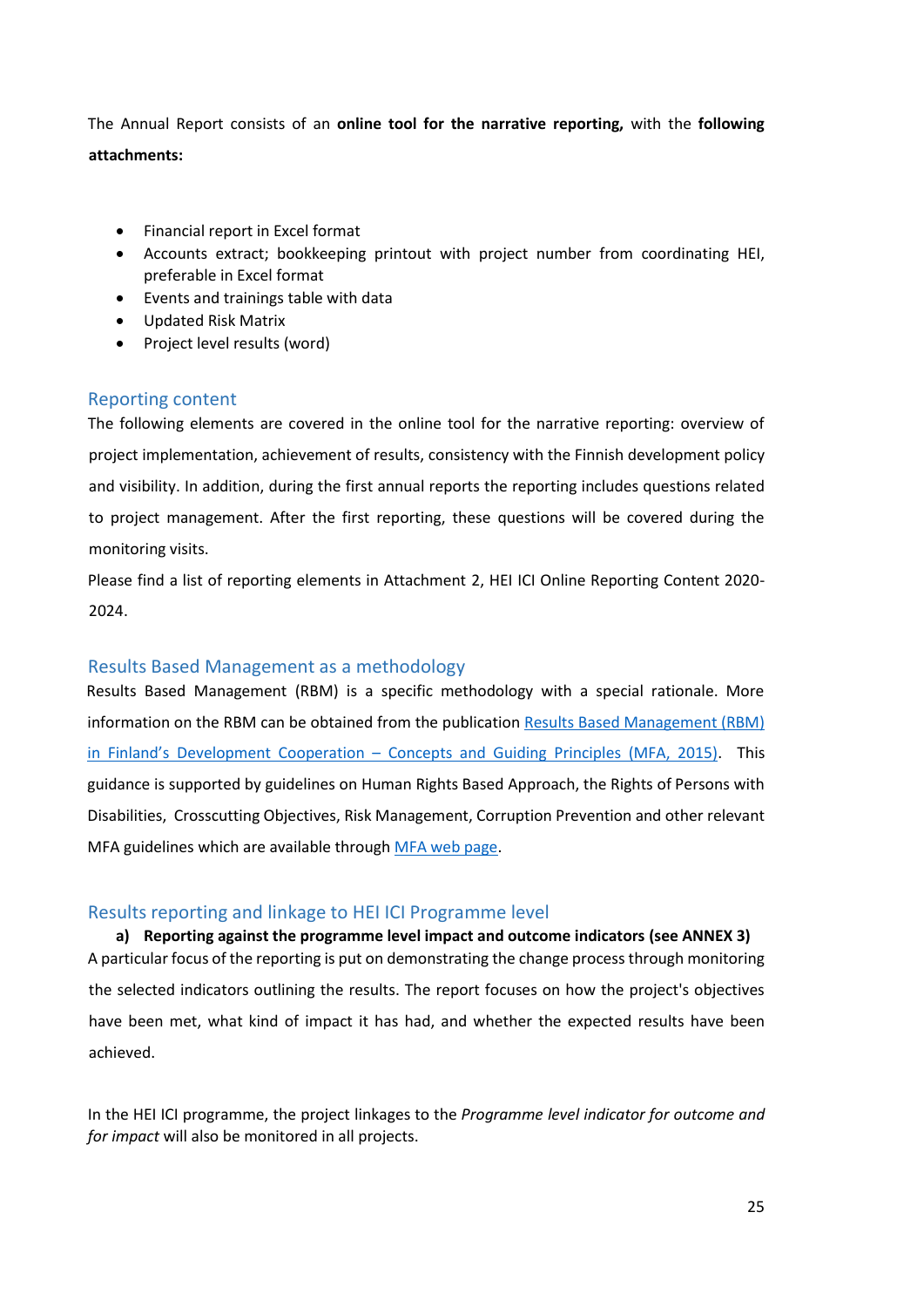The Annual Report consists of an **online tool for the narrative reporting,** with the **following attachments:**

- Financial report in Excel format
- Accounts extract; bookkeeping printout with project number from coordinating HEI, preferable in Excel format
- Events and trainings table with data
- Updated Risk Matrix
- Project level results (word)

## Reporting content

The following elements are covered in the online tool for the narrative reporting: overview of project implementation, achievement of results, consistency with the Finnish development policy and visibility. In addition, during the first annual reports the reporting includes questions related to project management. After the first reporting, these questions will be covered during the monitoring visits.

Please find a list of reporting elements in Attachment 2, HEI ICI Online Reporting Content 2020-2024.

## Results Based Management as a methodology

Results Based Management (RBM) is a specific methodology with a special rationale. More information on the RBM can be obtained from the publication Results Based Management (RBM) in Finland's Development Cooperation – Concepts and Guiding Principles (MFA, 2015). This guidance is supported by guidelines on Human Rights Based Approach, the Rights of Persons with Disabilities, Crosscutting Objectives, Risk Management, Corruption Prevention and other relevant MFA guidelines which are available through MFA web page.

## Results reporting and linkage to HEI ICI Programme level

**a) Reporting against the programme level impact and outcome indicators (see ANNEX 3)**

A particular focus of the reporting is put on demonstrating the change process through monitoring the selected indicators outlining the results. The report focuses on how the project's objectives have been met, what kind of impact it has had, and whether the expected results have been achieved.

In the HEI ICI programme, the project linkages to the *Programme level indicator for outcome and for impact* will also be monitored in all projects.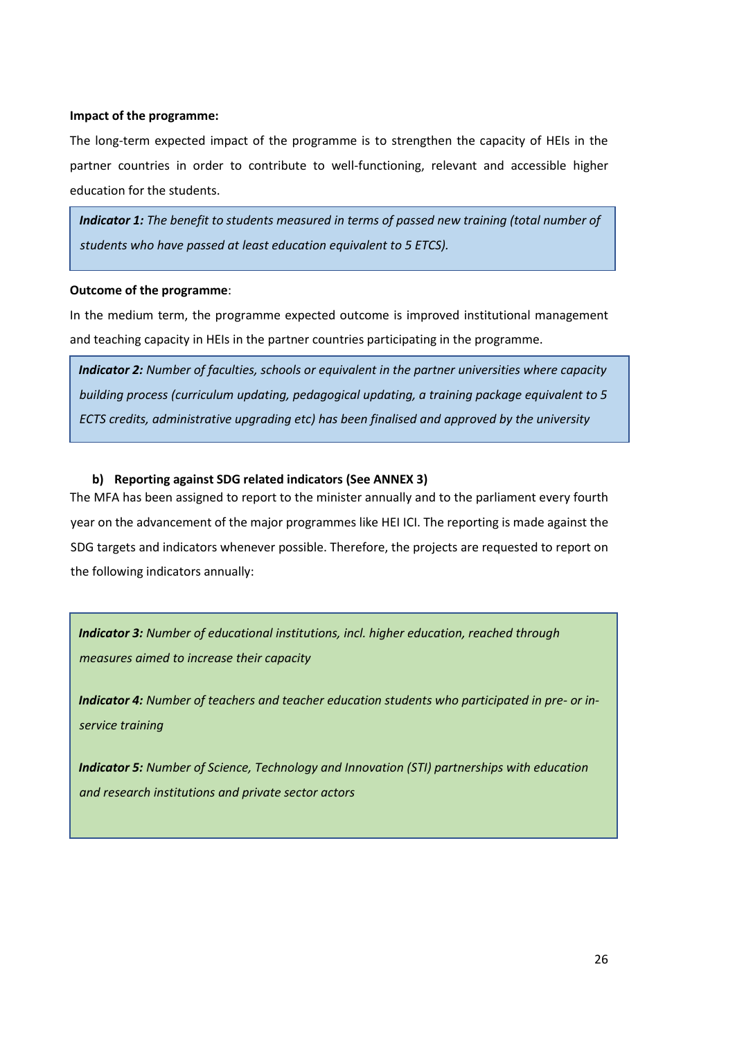**Impact of the programme:**

The long-term expected impact of the programme is to strengthen the capacity of HEIs in the partner countries in order to contribute to well-functioning, relevant and accessible higher education for the students.

> ***Indicator 1:*** *The benefit to students measured in terms of passed new training (total number of students who have passed at least education equivalent to 5 ETCS).*

**Outcome of the programme**:

In the medium term, the programme expected outcome is improved institutional management and teaching capacity in HEIs in the partner countries participating in the programme.

> ***Indicator 2:*** *Number of faculties, schools or equivalent in the partner universities where capacity building process (curriculum updating, pedagogical updating, a training package equivalent to 5 ECTS credits, administrative upgrading etc) has been finalised and approved by the university*

**b) Reporting against SDG related indicators (See ANNEX 3)**

The MFA has been assigned to report to the minister annually and to the parliament every fourth year on the advancement of the major programmes like HEI ICI. The reporting is made against the SDG targets and indicators whenever possible. Therefore, the projects are requested to report on the following indicators annually:

> ***Indicator 3:*** *Number of educational institutions, incl. higher education, reached through measures aimed to increase their capacity*
>
> ***Indicator 4:*** *Number of teachers and teacher education students who participated in pre- or in-service training*
>
> ***Indicator 5:*** *Number of Science, Technology and Innovation (STI) partnerships with education and research institutions and private sector actors*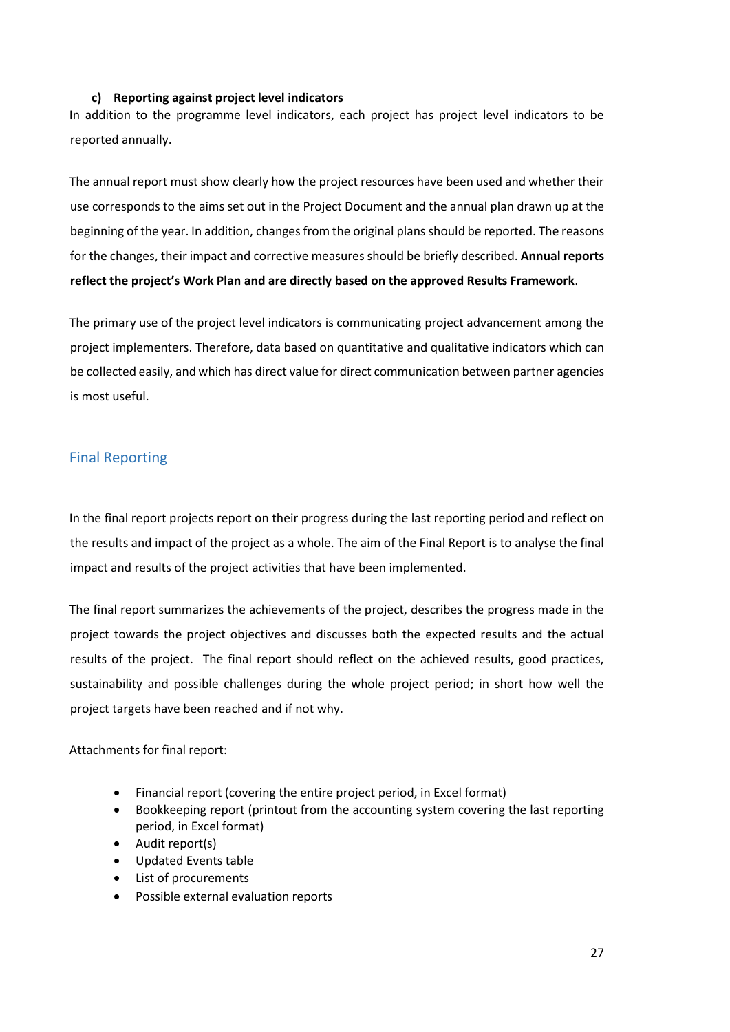#### c) Reporting against project level indicators

In addition to the programme level indicators, each project has project level indicators to be reported annually.

The annual report must show clearly how the project resources have been used and whether their use corresponds to the aims set out in the Project Document and the annual plan drawn up at the beginning of the year. In addition, changes from the original plans should be reported. The reasons for the changes, their impact and corrective measures should be briefly described. **Annual reports reflect the project's Work Plan and are directly based on the approved Results Framework**.

The primary use of the project level indicators is communicating project advancement among the project implementers. Therefore, data based on quantitative and qualitative indicators which can be collected easily, and which has direct value for direct communication between partner agencies is most useful.

## Final Reporting

In the final report projects report on their progress during the last reporting period and reflect on the results and impact of the project as a whole. The aim of the Final Report is to analyse the final impact and results of the project activities that have been implemented.

The final report summarizes the achievements of the project, describes the progress made in the project towards the project objectives and discusses both the expected results and the actual results of the project. The final report should reflect on the achieved results, good practices, sustainability and possible challenges during the whole project period; in short how well the project targets have been reached and if not why.

Attachments for final report:

- Financial report (covering the entire project period, in Excel format)
- Bookkeeping report (printout from the accounting system covering the last reporting period, in Excel format)
- Audit report(s)
- Updated Events table
- List of procurements
- Possible external evaluation reports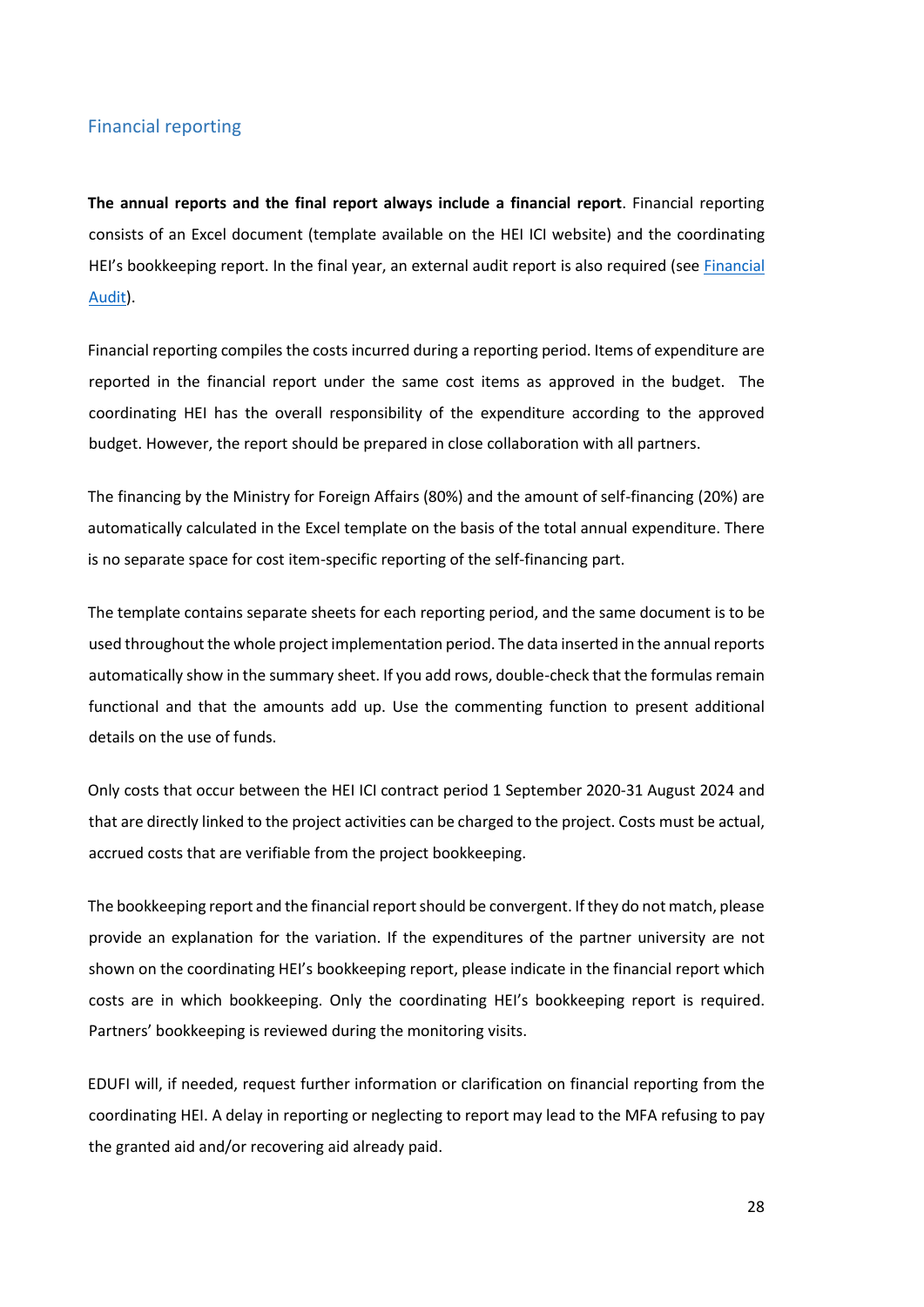## Financial reporting

**The annual reports and the final report always include a financial report**. Financial reporting consists of an Excel document (template available on the HEI ICI website) and the coordinating HEI's bookkeeping report. In the final year, an external audit report is also required (see [Financial Audit]).

Financial reporting compiles the costs incurred during a reporting period. Items of expenditure are reported in the financial report under the same cost items as approved in the budget. The coordinating HEI has the overall responsibility of the expenditure according to the approved budget. However, the report should be prepared in close collaboration with all partners.

The financing by the Ministry for Foreign Affairs (80%) and the amount of self-financing (20%) are automatically calculated in the Excel template on the basis of the total annual expenditure. There is no separate space for cost item-specific reporting of the self-financing part.

The template contains separate sheets for each reporting period, and the same document is to be used throughout the whole project implementation period. The data inserted in the annual reports automatically show in the summary sheet. If you add rows, double-check that the formulas remain functional and that the amounts add up. Use the commenting function to present additional details on the use of funds.

Only costs that occur between the HEI ICI contract period 1 September 2020-31 August 2024 and that are directly linked to the project activities can be charged to the project. Costs must be actual, accrued costs that are verifiable from the project bookkeeping.

The bookkeeping report and the financial report should be convergent. If they do not match, please provide an explanation for the variation. If the expenditures of the partner university are not shown on the coordinating HEI's bookkeeping report, please indicate in the financial report which costs are in which bookkeeping. Only the coordinating HEI's bookkeeping report is required. Partners' bookkeeping is reviewed during the monitoring visits.

EDUFI will, if needed, request further information or clarification on financial reporting from the coordinating HEI. A delay in reporting or neglecting to report may lead to the MFA refusing to pay the granted aid and/or recovering aid already paid.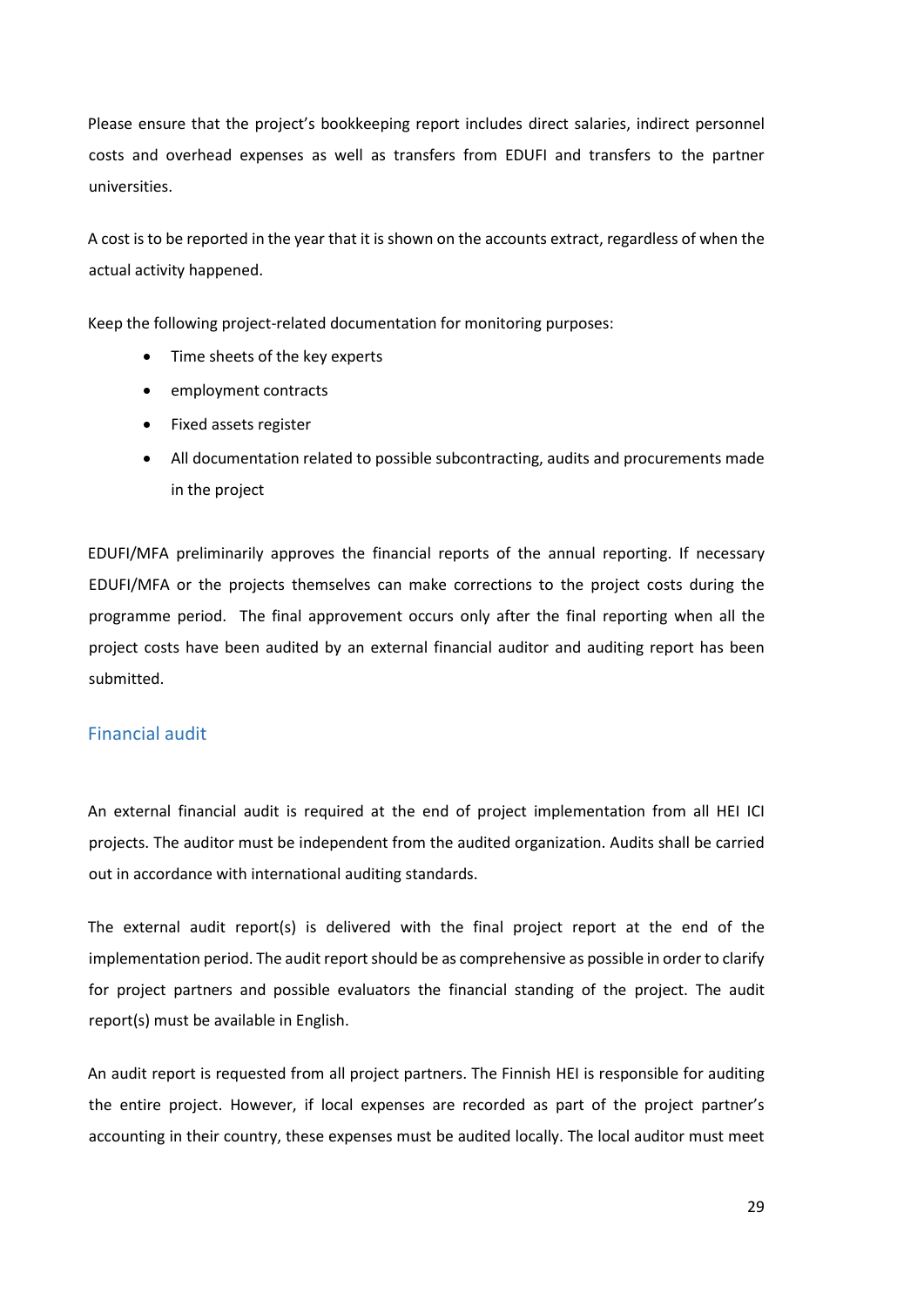Please ensure that the project's bookkeeping report includes direct salaries, indirect personnel costs and overhead expenses as well as transfers from EDUFI and transfers to the partner universities.

A cost is to be reported in the year that it is shown on the accounts extract, regardless of when the actual activity happened.

Keep the following project-related documentation for monitoring purposes:

- Time sheets of the key experts
- employment contracts
- Fixed assets register
- All documentation related to possible subcontracting, audits and procurements made in the project

EDUFI/MFA preliminarily approves the financial reports of the annual reporting. If necessary EDUFI/MFA or the projects themselves can make corrections to the project costs during the programme period. The final approvement occurs only after the final reporting when all the project costs have been audited by an external financial auditor and auditing report has been submitted.

## Financial audit

An external financial audit is required at the end of project implementation from all HEI ICI projects. The auditor must be independent from the audited organization. Audits shall be carried out in accordance with international auditing standards.

The external audit report(s) is delivered with the final project report at the end of the implementation period. The audit report should be as comprehensive as possible in order to clarify for project partners and possible evaluators the financial standing of the project. The audit report(s) must be available in English.

An audit report is requested from all project partners. The Finnish HEI is responsible for auditing the entire project. However, if local expenses are recorded as part of the project partner's accounting in their country, these expenses must be audited locally. The local auditor must meet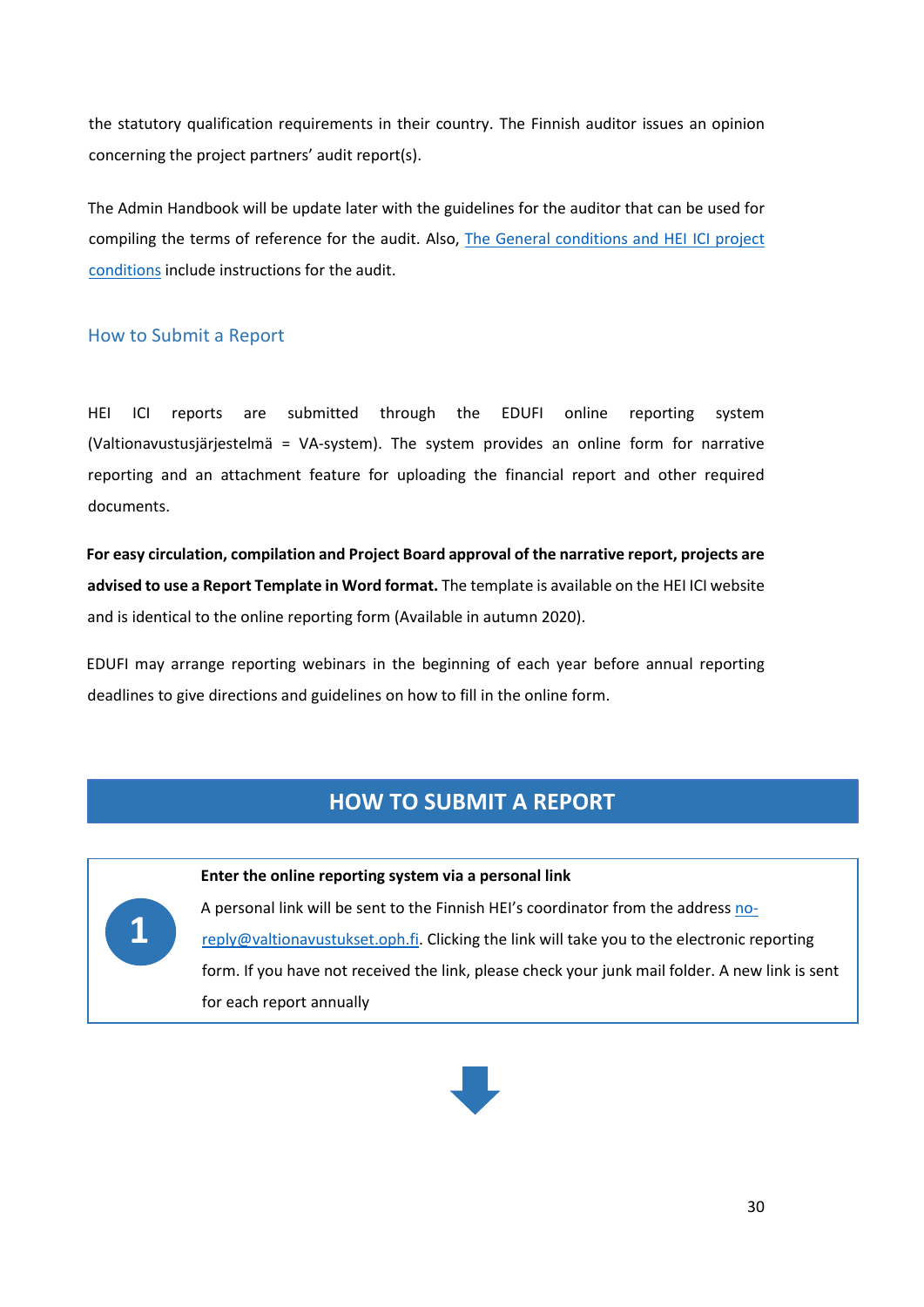the statutory qualification requirements in their country. The Finnish auditor issues an opinion concerning the project partners' audit report(s).

The Admin Handbook will be update later with the guidelines for the auditor that can be used for compiling the terms of reference for the audit. Also, The General conditions and HEI ICI project conditions include instructions for the audit.

## How to Submit a Report

HEI ICI reports are submitted through the EDUFI online reporting system (Valtionavustusjärjestelmä = VA-system). The system provides an online form for narrative reporting and an attachment feature for uploading the financial report and other required documents.

**For easy circulation, compilation and Project Board approval of the narrative report, projects are advised to use a Report Template in Word format.** The template is available on the HEI ICI website and is identical to the online reporting form (Available in autumn 2020).

EDUFI may arrange reporting webinars in the beginning of each year before annual reporting deadlines to give directions and guidelines on how to fill in the online form.

## HOW TO SUBMIT A REPORT

**1**

**Enter the online reporting system via a personal link**

A personal link will be sent to the Finnish HEI's coordinator from the address no-reply@valtionavustukset.oph.fi. Clicking the link will take you to the electronic reporting form. If you have not received the link, please check your junk mail folder. A new link is sent for each report annually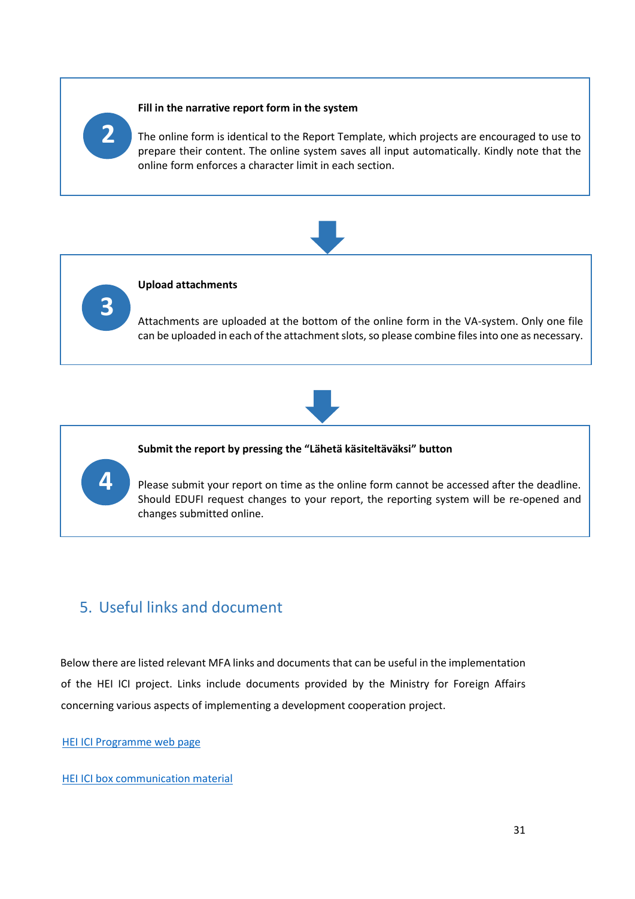**2**

**Fill in the narrative report form in the system**

The online form is identical to the Report Template, which projects are encouraged to use to prepare their content. The online system saves all input automatically. Kindly note that the online form enforces a character limit in each section.

**3**

**Upload attachments**

Attachments are uploaded at the bottom of the online form in the VA-system. Only one file can be uploaded in each of the attachment slots, so please combine files into one as necessary.

**4**

**Submit the report by pressing the "Lähetä käsiteltäväksi" button**

Please submit your report on time as the online form cannot be accessed after the deadline. Should EDUFI request changes to your report, the reporting system will be re-opened and changes submitted online.

## 5. Useful links and document

Below there are listed relevant MFA links and documents that can be useful in the implementation of the HEI ICI project. Links include documents provided by the Ministry for Foreign Affairs concerning various aspects of implementing a development cooperation project.

HEI ICI Programme web page

HEI ICI box communication material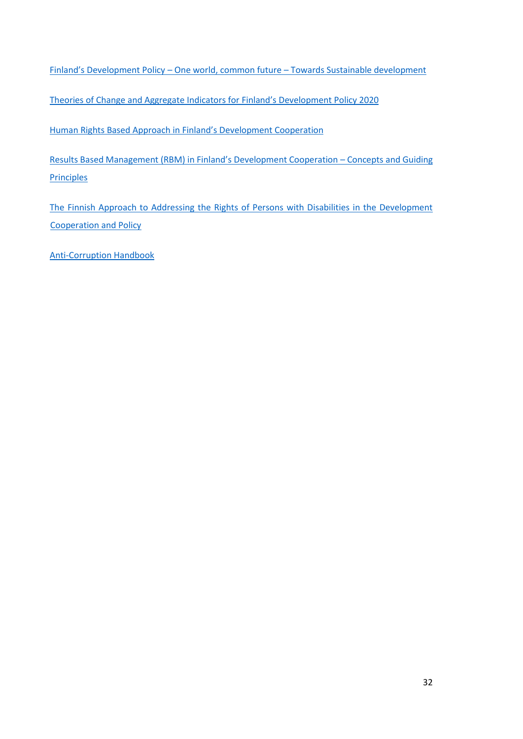Finland's Development Policy – One world, common future – Towards Sustainable development

Theories of Change and Aggregate Indicators for Finland's Development Policy 2020

Human Rights Based Approach in Finland's Development Cooperation

Results Based Management (RBM) in Finland's Development Cooperation – Concepts and Guiding Principles

The Finnish Approach to Addressing the Rights of Persons with Disabilities in the Development Cooperation and Policy

Anti-Corruption Handbook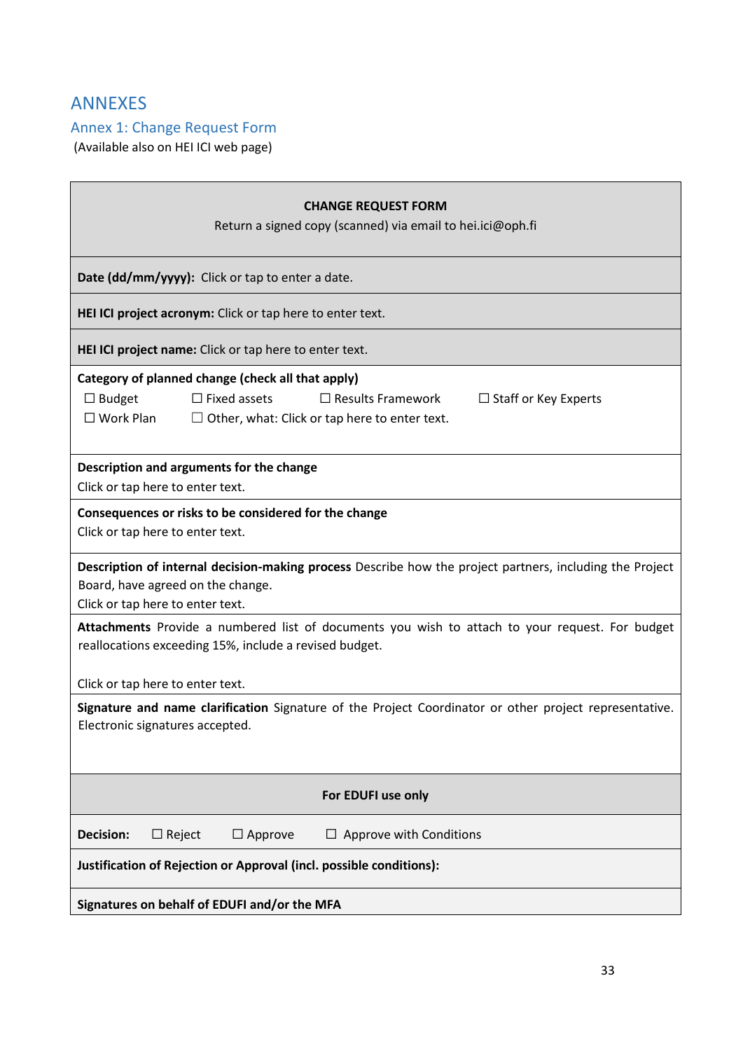# ANNEXES

## Annex 1: Change Request Form

(Available also on HEI ICI web page)

| **CHANGE REQUEST FORM**<br>Return a signed copy (scanned) via email to hei.ici@oph.fi |
|---|
| **Date (dd/mm/yyyy):** Click or tap to enter a date. |
| **HEI ICI project acronym:** Click or tap here to enter text. |
| **HEI ICI project name:** Click or tap here to enter text. |
| **Category of planned change (check all that apply)**<br>☐ Budget ☐ Fixed assets ☐ Results Framework ☐ Staff or Key Experts<br>☐ Work Plan ☐ Other, what: Click or tap here to enter text. |
| **Description and arguments for the change**<br>Click or tap here to enter text. |
| **Consequences or risks to be considered for the change**<br>Click or tap here to enter text. |
| **Description of internal decision-making process** Describe how the project partners, including the Project Board, have agreed on the change.<br>Click or tap here to enter text. |
| **Attachments** Provide a numbered list of documents you wish to attach to your request. For budget reallocations exceeding 15%, include a revised budget.<br><br>Click or tap here to enter text. |
| **Signature and name clarification** Signature of the Project Coordinator or other project representative. Electronic signatures accepted. |
| **For EDUFI use only** |
| **Decision:** ☐ Reject ☐ Approve ☐ Approve with Conditions |
| **Justification of Rejection or Approval (incl. possible conditions):** |
| **Signatures on behalf of EDUFI and/or the MFA** |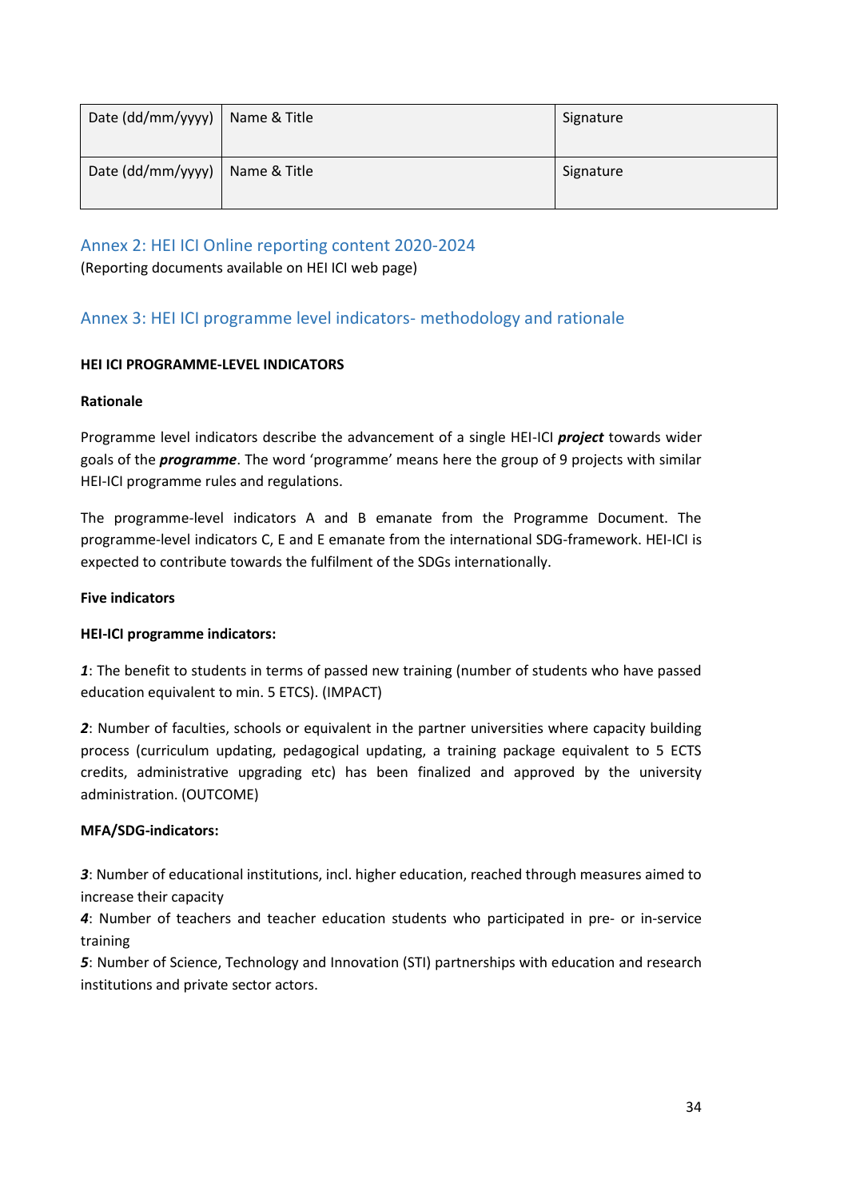| Date (dd/mm/yyyy) | Name & Title | Signature |
|---|---|---|
| Date (dd/mm/yyyy) | Name & Title | Signature |

## Annex 2: HEI ICI Online reporting content 2020-2024

(Reporting documents available on HEI ICI web page)

## Annex 3: HEI ICI programme level indicators- methodology and rationale

**HEI ICI PROGRAMME-LEVEL INDICATORS**

**Rationale**

Programme level indicators describe the advancement of a single HEI-ICI ***project*** towards wider goals of the ***programme***. The word 'programme' means here the group of 9 projects with similar HEI-ICI programme rules and regulations.

The programme-level indicators A and B emanate from the Programme Document. The programme-level indicators C, E and E emanate from the international SDG-framework. HEI-ICI is expected to contribute towards the fulfilment of the SDGs internationally.

**Five indicators**

**HEI-ICI programme indicators:**

***1***: The benefit to students in terms of passed new training (number of students who have passed education equivalent to min. 5 ETCS). (IMPACT)

***2***: Number of faculties, schools or equivalent in the partner universities where capacity building process (curriculum updating, pedagogical updating, a training package equivalent to 5 ECTS credits, administrative upgrading etc) has been finalized and approved by the university administration. (OUTCOME)

**MFA/SDG-indicators:**

***3***: Number of educational institutions, incl. higher education, reached through measures aimed to increase their capacity
***4***: Number of teachers and teacher education students who participated in pre- or in-service training
***5***: Number of Science, Technology and Innovation (STI) partnerships with education and research institutions and private sector actors.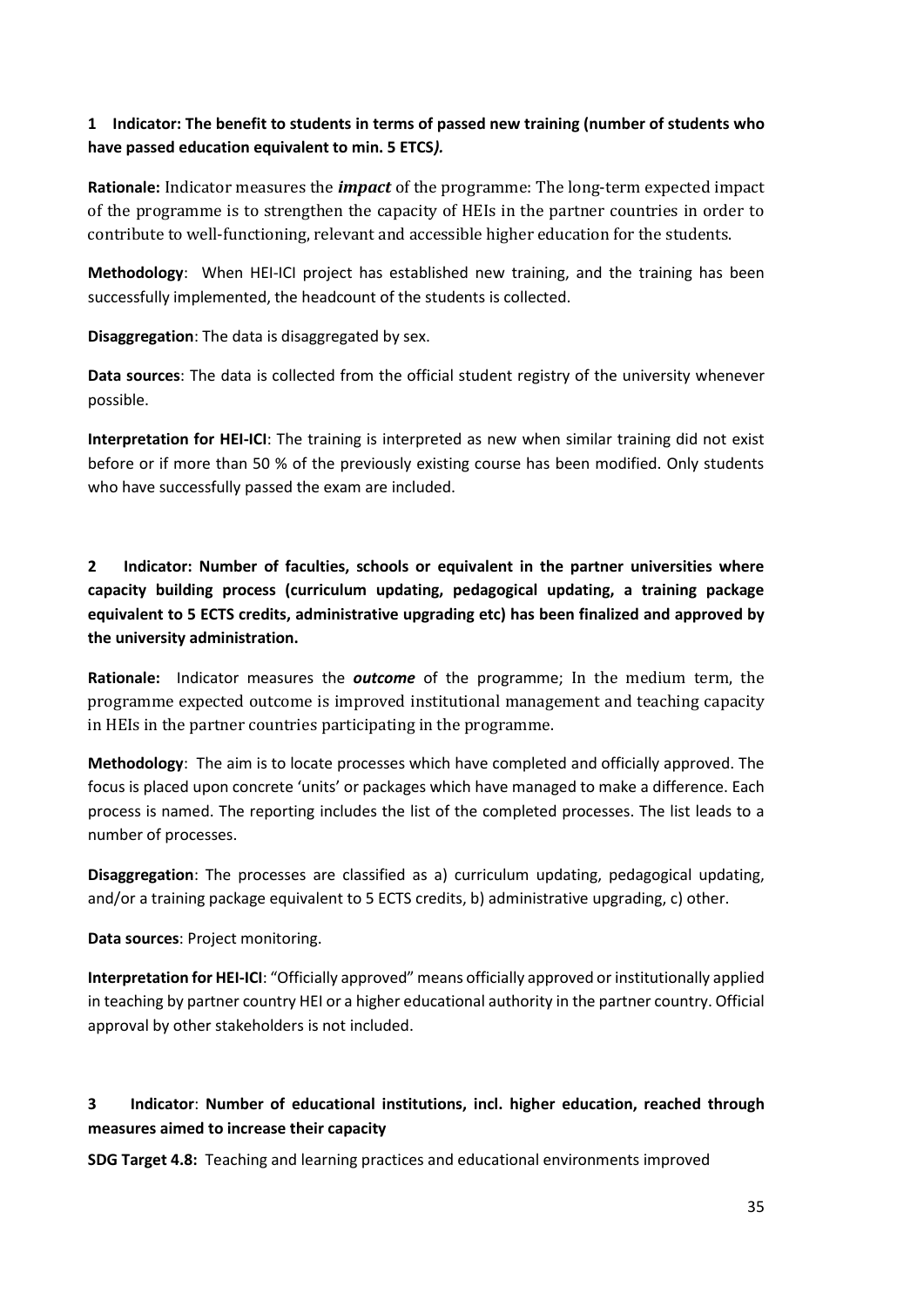**1 Indicator: The benefit to students in terms of passed new training (number of students who have passed education equivalent to min. 5 ETCS*).***

**Rationale:** Indicator measures the ***impact*** of the programme: The long-term expected impact of the programme is to strengthen the capacity of HEIs in the partner countries in order to contribute to well-functioning, relevant and accessible higher education for the students.

**Methodology**: When HEI-ICI project has established new training, and the training has been successfully implemented, the headcount of the students is collected.

**Disaggregation**: The data is disaggregated by sex.

**Data sources**: The data is collected from the official student registry of the university whenever possible.

**Interpretation for HEI-ICI**: The training is interpreted as new when similar training did not exist before or if more than 50 % of the previously existing course has been modified. Only students who have successfully passed the exam are included.

**2 Indicator: Number of faculties, schools or equivalent in the partner universities where capacity building process (curriculum updating, pedagogical updating, a training package equivalent to 5 ECTS credits, administrative upgrading etc) has been finalized and approved by the university administration.**

**Rationale:** Indicator measures the ***outcome*** of the programme; In the medium term, the programme expected outcome is improved institutional management and teaching capacity in HEIs in the partner countries participating in the programme.

**Methodology**: The aim is to locate processes which have completed and officially approved. The focus is placed upon concrete 'units' or packages which have managed to make a difference. Each process is named. The reporting includes the list of the completed processes. The list leads to a number of processes.

**Disaggregation**: The processes are classified as a) curriculum updating, pedagogical updating, and/or a training package equivalent to 5 ECTS credits, b) administrative upgrading, c) other.

**Data sources**: Project monitoring.

**Interpretation for HEI-ICI**: "Officially approved" means officially approved or institutionally applied in teaching by partner country HEI or a higher educational authority in the partner country. Official approval by other stakeholders is not included.

**3 Indicator**: **Number of educational institutions, incl. higher education, reached through measures aimed to increase their capacity**

**SDG Target 4.8:** Teaching and learning practices and educational environments improved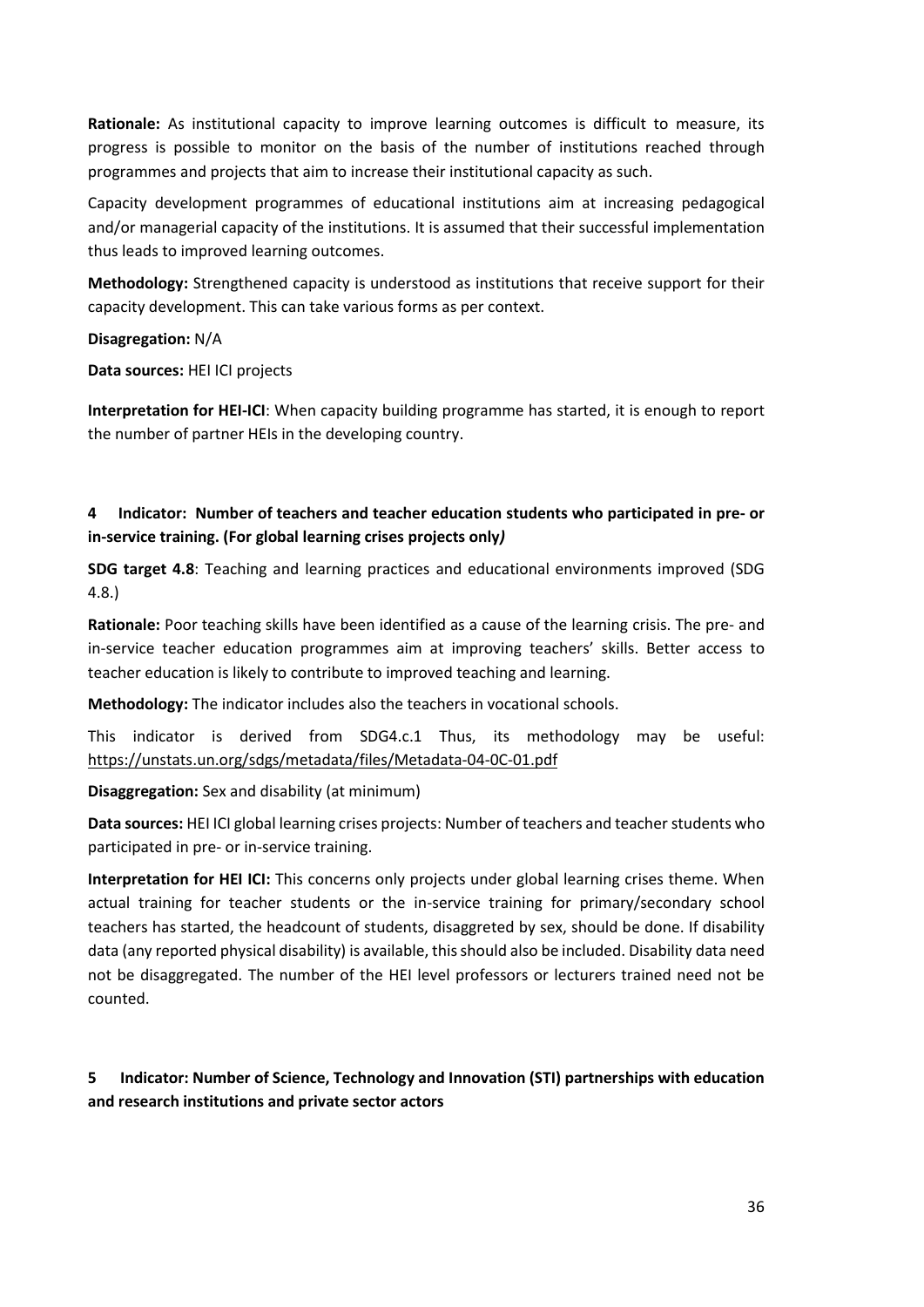**Rationale:** As institutional capacity to improve learning outcomes is difficult to measure, its progress is possible to monitor on the basis of the number of institutions reached through programmes and projects that aim to increase their institutional capacity as such.

Capacity development programmes of educational institutions aim at increasing pedagogical and/or managerial capacity of the institutions. It is assumed that their successful implementation thus leads to improved learning outcomes.

**Methodology:** Strengthened capacity is understood as institutions that receive support for their capacity development. This can take various forms as per context.

**Disagregation:** N/A

**Data sources:** HEI ICI projects

**Interpretation for HEI-ICI**: When capacity building programme has started, it is enough to report the number of partner HEIs in the developing country.

## 4 Indicator: Number of teachers and teacher education students who participated in pre- or in-service training. (For global learning crises projects only*)*

**SDG target 4.8**: Teaching and learning practices and educational environments improved (SDG 4.8.)

**Rationale:** Poor teaching skills have been identified as a cause of the learning crisis. The pre- and in-service teacher education programmes aim at improving teachers' skills. Better access to teacher education is likely to contribute to improved teaching and learning.

**Methodology:** The indicator includes also the teachers in vocational schools.

This indicator is derived from SDG4.c.1 Thus, its methodology may be useful: https://unstats.un.org/sdgs/metadata/files/Metadata-04-0C-01.pdf

**Disaggregation:** Sex and disability (at minimum)

**Data sources:** HEI ICI global learning crises projects: Number of teachers and teacher students who participated in pre- or in-service training.

**Interpretation for HEI ICI:** This concerns only projects under global learning crises theme. When actual training for teacher students or the in-service training for primary/secondary school teachers has started, the headcount of students, disaggreted by sex, should be done. If disability data (any reported physical disability) is available, this should also be included. Disability data need not be disaggregated. The number of the HEI level professors or lecturers trained need not be counted.

## 5 Indicator: Number of Science, Technology and Innovation (STI) partnerships with education and research institutions and private sector actors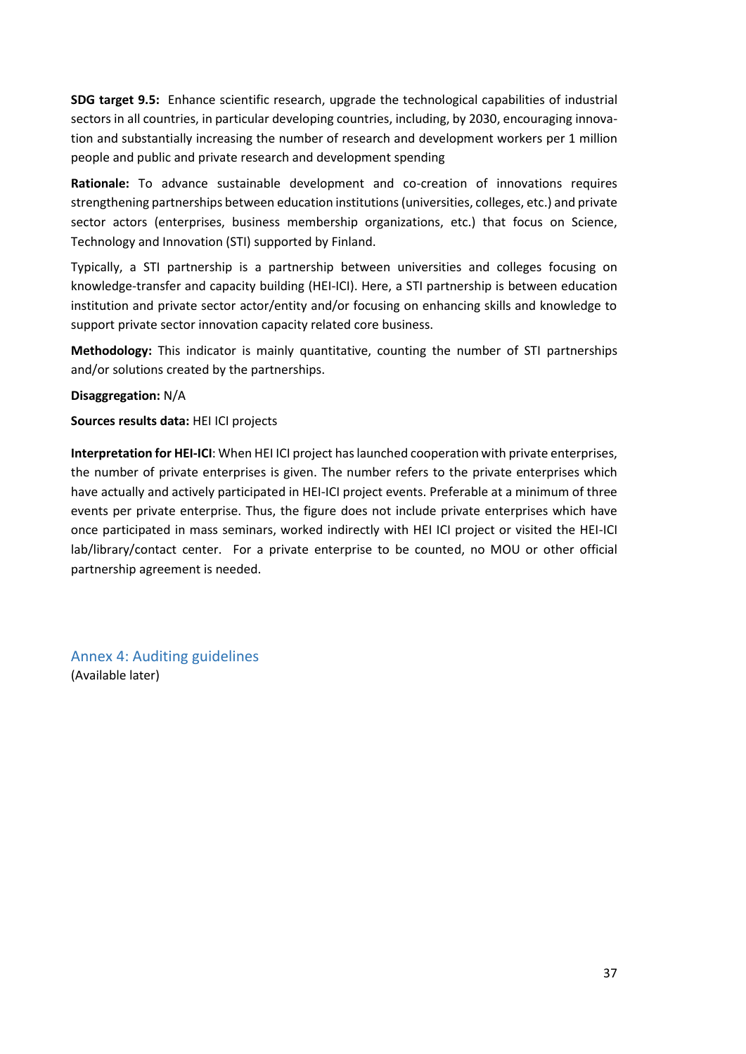**SDG target 9.5:** Enhance scientific research, upgrade the technological capabilities of industrial sectors in all countries, in particular developing countries, including, by 2030, encouraging innovation and substantially increasing the number of research and development workers per 1 million people and public and private research and development spending

**Rationale:** To advance sustainable development and co-creation of innovations requires strengthening partnerships between education institutions (universities, colleges, etc.) and private sector actors (enterprises, business membership organizations, etc.) that focus on Science, Technology and Innovation (STI) supported by Finland.

Typically, a STI partnership is a partnership between universities and colleges focusing on knowledge-transfer and capacity building (HEI-ICI). Here, a STI partnership is between education institution and private sector actor/entity and/or focusing on enhancing skills and knowledge to support private sector innovation capacity related core business.

**Methodology:** This indicator is mainly quantitative, counting the number of STI partnerships and/or solutions created by the partnerships.

**Disaggregation:** N/A

**Sources results data:** HEI ICI projects

**Interpretation for HEI-ICI**: When HEI ICI project has launched cooperation with private enterprises, the number of private enterprises is given. The number refers to the private enterprises which have actually and actively participated in HEI-ICI project events. Preferable at a minimum of three events per private enterprise. Thus, the figure does not include private enterprises which have once participated in mass seminars, worked indirectly with HEI ICI project or visited the HEI-ICI lab/library/contact center. For a private enterprise to be counted, no MOU or other official partnership agreement is needed.

## Annex 4: Auditing guidelines

(Available later)